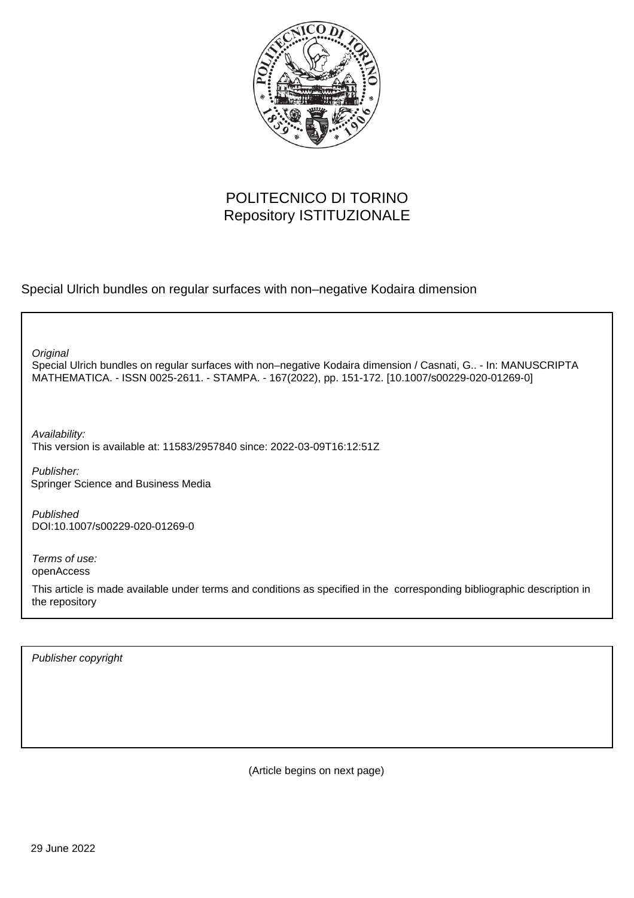POLITECNICO DI TORINO
Repository ISTITUZIONALE

Special Ulrich bundles on regular surfaces with non–negative Kodaira dimension

*Original*
Special Ulrich bundles on regular surfaces with non–negative Kodaira dimension / Casnati, G.. - In: MANUSCRIPTA MATHEMATICA. - ISSN 0025-2611. - STAMPA. - 167(2022), pp. 151-172. [10.1007/s00229-020-01269-0]

*Availability:*
This version is available at: 11583/2957840 since: 2022-03-09T16:12:51Z

*Publisher:*
Springer Science and Business Media

*Published*
DOI:10.1007/s00229-020-01269-0

*Terms of use:*
openAccess

This article is made available under terms and conditions as specified in the corresponding bibliographic description in the repository

*Publisher copyright*

(Article begins on next page)

29 June 2022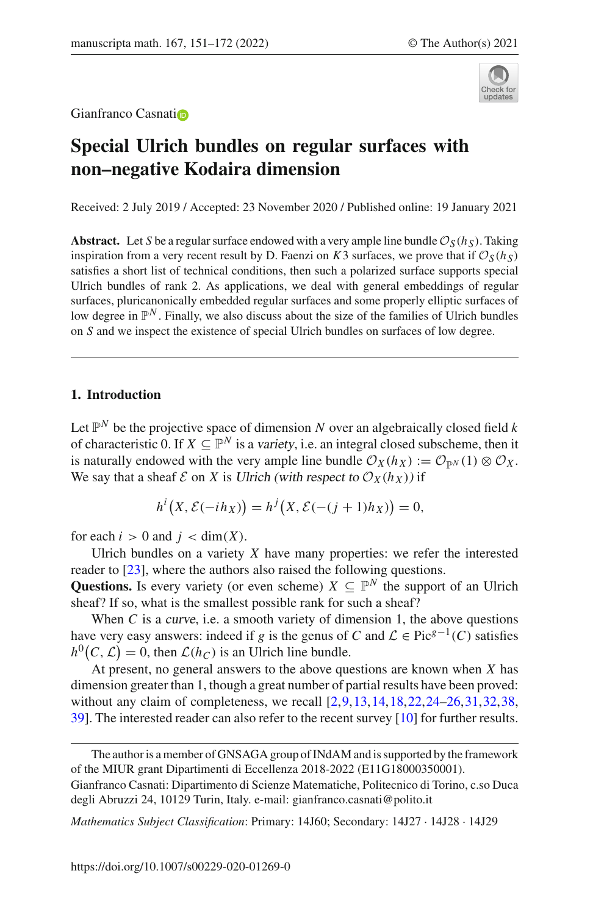Gianfranco Casnati

# Special Ulrich bundles on regular surfaces with non–negative Kodaira dimension

Received: 2 July 2019 / Accepted: 23 November 2020 / Published online: 19 January 2021

**Abstract.** Let $S$ be a regular surface endowed with a very ample line bundle $\mathcal{O}_S(h_S)$. Taking inspiration from a very recent result by D. Faenzi on $K3$ surfaces, we prove that if $\mathcal{O}_S(h_S)$ satisfies a short list of technical conditions, then such a polarized surface supports special Ulrich bundles of rank 2. As applications, we deal with general embeddings of regular surfaces, pluricanonically embedded regular surfaces and some properly elliptic surfaces of low degree in $\mathbb{P}^N$. Finally, we also discuss about the size of the families of Ulrich bundles on $S$ and we inspect the existence of special Ulrich bundles on surfaces of low degree.

## 1. Introduction

Let $\mathbb{P}^N$ be the projective space of dimension $N$ over an algebraically closed field $k$ of characteristic 0. If $X \subseteq \mathbb{P}^N$ is a *variety*, i.e. an integral closed subscheme, then it is naturally endowed with the very ample line bundle $\mathcal{O}_X(h_X) := \mathcal{O}_{\mathbb{P}^N}(1) \otimes \mathcal{O}_X$. We say that a sheaf $\mathcal{E}$ on $X$ is *Ulrich (with respect to $\mathcal{O}_X(h_X)$)* if

$$h^i\big(X, \mathcal{E}(-ih_X)\big) = h^j\big(X, \mathcal{E}(-(j+1)h_X)\big) = 0,$$

for each $i > 0$ and $j < \dim(X)$.

Ulrich bundles on a variety $X$ have many properties: we refer the interested reader to [23], where the authors also raised the following questions.

**Questions.** Is every variety (or even scheme) $X \subseteq \mathbb{P}^N$ the support of an Ulrich sheaf? If so, what is the smallest possible rank for such a sheaf?

When $C$ is a *curve*, i.e. a smooth variety of dimension 1, the above questions have very easy answers: indeed if $g$ is the genus of $C$ and $\mathcal{L} \in \mathrm{Pic}^{g-1}(C)$ satisfies $h^0\big(C, \mathcal{L}\big) = 0$, then $\mathcal{L}(h_C)$ is an Ulrich line bundle.

At present, no general answers to the above questions are known when $X$ has dimension greater than 1, though a great number of partial results have been proved: without any claim of completeness, we recall [2,9,13,14,18,22,24–26,31,32,38,39]. The interested reader can also refer to the recent survey [10] for further results.

The author is a member of GNSAGA group of INdAM and is supported by the framework of the MIUR grant Dipartimenti di Eccellenza 2018-2022 (E11G18000350001).

Gianfranco Casnati: Dipartimento di Scienze Matematiche, Politecnico di Torino, c.so Duca degli Abruzzi 24, 10129 Turin, Italy. e-mail: gianfranco.casnati@polito.it

*Mathematics Subject Classification*: Primary: 14J60; Secondary: 14J27 · 14J28 · 14J29

https://doi.org/10.1007/s00229-020-01269-0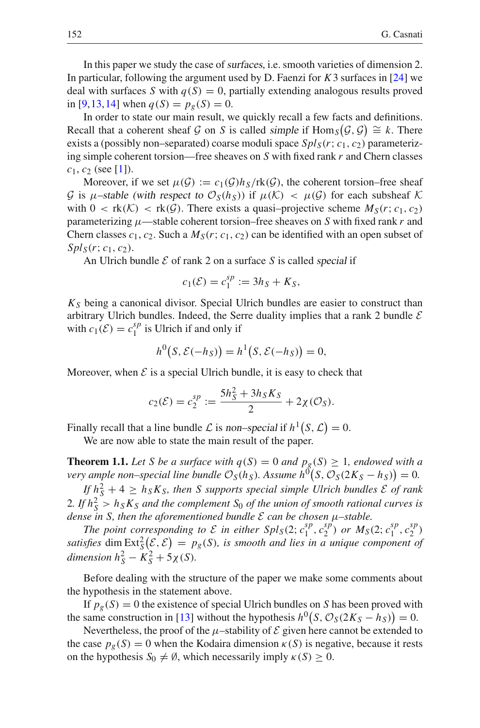In this paper we study the case of *surfaces*, i.e. smooth varieties of dimension 2. In particular, following the argument used by D. Faenzi for $K3$ surfaces in [24] we deal with surfaces $S$ with $q(S) = 0$, partially extending analogous results proved in [9,13,14] when $q(S) = p_g(S) = 0$.

In order to state our main result, we quickly recall a few facts and definitions. Recall that a coherent sheaf $\mathcal{G}$ on $S$ is called *simple* if $\operatorname{Hom}_S(\mathcal{G}, \mathcal{G}) \cong k$. There exists a (possibly non–separated) coarse moduli space $Spl_S(r; c_1, c_2)$ parameterizing simple coherent torsion—free sheaves on $S$ with fixed rank $r$ and Chern classes $c_1, c_2$ (see [1]).

Moreover, if we set $\mu(\mathcal{G}) := c_1(\mathcal{G})h_S/\operatorname{rk}(\mathcal{G})$, the coherent torsion–free sheaf $\mathcal{G}$ is *$\mu$–stable (with respect to $\mathcal{O}_S(h_S)$)* if $\mu(\mathcal{K}) < \mu(\mathcal{G})$ for each subsheaf $\mathcal{K}$ with $0 < \operatorname{rk}(\mathcal{K}) < \operatorname{rk}(\mathcal{G})$. There exists a quasi–projective scheme $M_S(r; c_1, c_2)$ parameterizing $\mu$—stable coherent torsion–free sheaves on $S$ with fixed rank $r$ and Chern classes $c_1, c_2$. Such a $M_S(r; c_1, c_2)$ can be identified with an open subset of $Spl_S(r; c_1, c_2)$.

An Ulrich bundle $\mathcal{E}$ of rank 2 on a surface $S$ is called *special* if

$$c_1(\mathcal{E}) = c_1^{sp} := 3h_S + K_S,$$

$K_S$ being a canonical divisor. Special Ulrich bundles are easier to construct than arbitrary Ulrich bundles. Indeed, the Serre duality implies that a rank 2 bundle $\mathcal{E}$ with $c_1(\mathcal{E}) = c_1^{sp}$ is Ulrich if and only if

$$h^0\big(S, \mathcal{E}(-h_S)\big) = h^1\big(S, \mathcal{E}(-h_S)\big) = 0,$$

Moreover, when $\mathcal{E}$ is a special Ulrich bundle, it is easy to check that

$$c_2(\mathcal{E}) = c_2^{sp} := \frac{5h_S^2 + 3h_S K_S}{2} + 2\chi(\mathcal{O}_S).$$

Finally recall that a line bundle $\mathcal{L}$ is *non–special* if $h^1\big(S, \mathcal{L}\big) = 0$.

We are now able to state the main result of the paper.

**Theorem 1.1.** *Let $S$ be a surface with $q(S) = 0$ and $p_g(S) \geq 1$, endowed with a very ample non–special line bundle $\mathcal{O}_S(h_S)$. Assume $h^0\big(S, \mathcal{O}_S(2K_S - h_S)\big) = 0$.*

*If $h_S^2 + 4 \geq h_S K_S$, then $S$ supports special simple Ulrich bundles $\mathcal{E}$ of rank 2. If $h_S^2 > h_S K_S$ and the complement $S_0$ of the union of smooth rational curves is dense in $S$, then the aforementioned bundle $\mathcal{E}$ can be chosen $\mu$–stable.*

*The point corresponding to $\mathcal{E}$ in either $Spl_S(2; c_1^{sp}, c_2^{sp})$ or $M_S(2; c_1^{sp}, c_2^{sp})$ satisfies $\dim \operatorname{Ext}_S^2\big(\mathcal{E}, \mathcal{E}\big) = p_g(S)$, is smooth and lies in a unique component of dimension $h_S^2 - K_S^2 + 5\chi(S)$.*

Before dealing with the structure of the paper we make some comments about the hypothesis in the statement above.

If $p_g(S) = 0$ the existence of special Ulrich bundles on $S$ has been proved with the same construction in [13] without the hypothesis $h^0\big(S, \mathcal{O}_S(2K_S - h_S)\big) = 0$.

Nevertheless, the proof of the $\mu$–stability of $\mathcal{E}$ given here cannot be extended to the case $p_g(S) = 0$ when the Kodaira dimension $\kappa(S)$ is negative, because it rests on the hypothesis $S_0 \neq \emptyset$, which necessarily imply $\kappa(S) \geq 0$.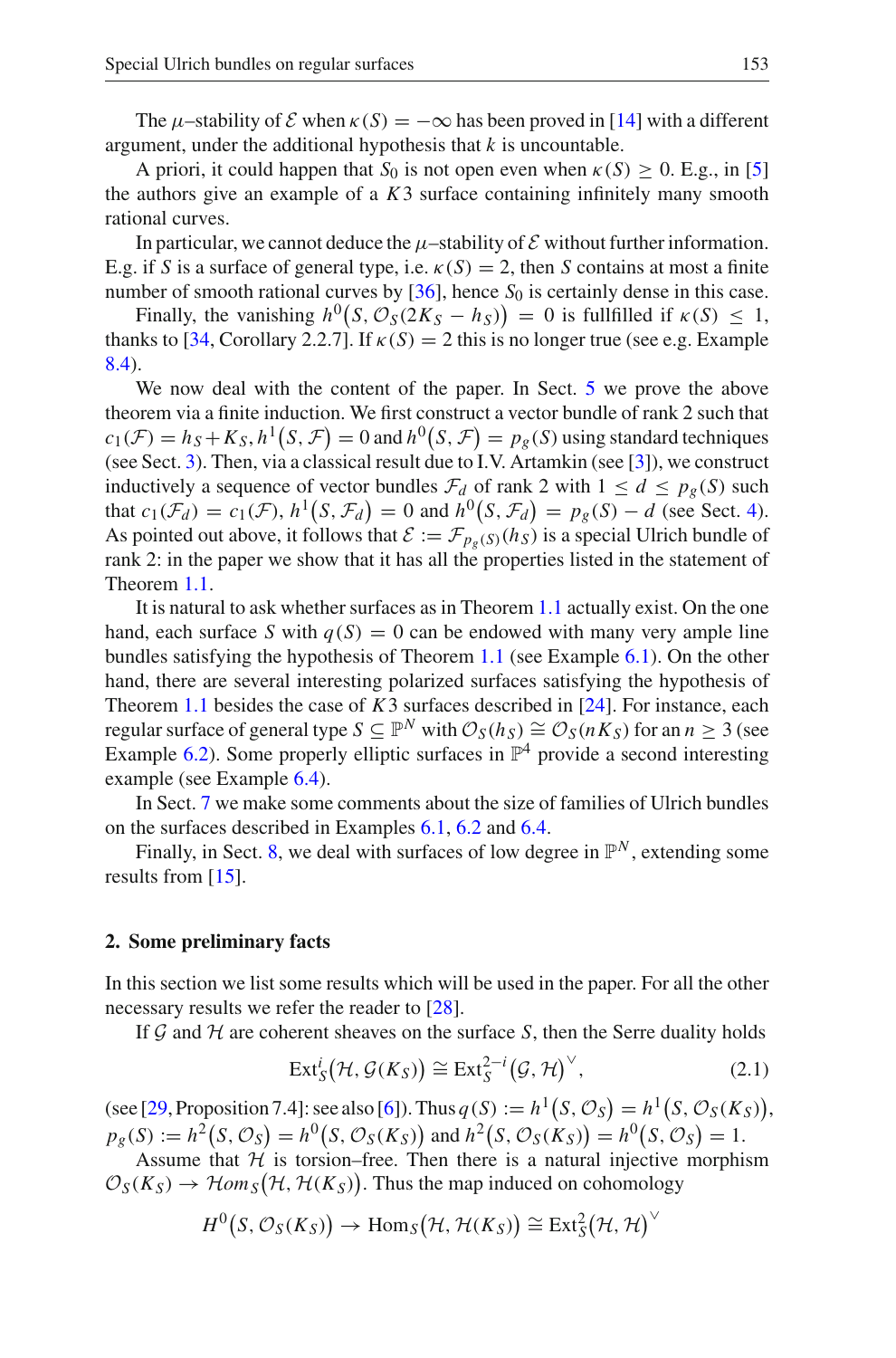The $\mu$–stability of $\mathcal{E}$ when $\kappa(S) = -\infty$ has been proved in [14] with a different argument, under the additional hypothesis that $k$ is uncountable.

A priori, it could happen that $S_0$ is not open even when $\kappa(S) \geq 0$. E.g., in [5] the authors give an example of a $K3$ surface containing infinitely many smooth rational curves.

In particular, we cannot deduce the $\mu$–stability of $\mathcal{E}$ without further information. E.g. if $S$ is a surface of general type, i.e. $\kappa(S) = 2$, then $S$ contains at most a finite number of smooth rational curves by [36], hence $S_0$ is certainly dense in this case.

Finally, the vanishing $h^0\big(S, \mathcal{O}_S(2K_S - h_S)\big) = 0$ is fullfilled if $\kappa(S) \leq 1$, thanks to [34, Corollary 2.2.7]. If $\kappa(S) = 2$ this is no longer true (see e.g. Example 8.4).

We now deal with the content of the paper. In Sect. 5 we prove the above theorem via a finite induction. We first construct a vector bundle of rank 2 such that $c_1(\mathcal{F}) = h_S + K_S$, $h^1\big(S, \mathcal{F}\big) = 0$ and $h^0\big(S, \mathcal{F}\big) = p_g(S)$ using standard techniques (see Sect. 3). Then, via a classical result due to I.V. Artamkin (see [3]), we construct inductively a sequence of vector bundles $\mathcal{F}_d$ of rank 2 with $1 \leq d \leq p_g(S)$ such that $c_1(\mathcal{F}_d) = c_1(\mathcal{F})$, $h^1\big(S, \mathcal{F}_d\big) = 0$ and $h^0\big(S, \mathcal{F}_d\big) = p_g(S) - d$ (see Sect. 4). As pointed out above, it follows that $\mathcal{E} := \mathcal{F}_{p_g(S)}(h_S)$ is a special Ulrich bundle of rank 2: in the paper we show that it has all the properties listed in the statement of Theorem 1.1.

It is natural to ask whether surfaces as in Theorem 1.1 actually exist. On the one hand, each surface $S$ with $q(S) = 0$ can be endowed with many very ample line bundles satisfying the hypothesis of Theorem 1.1 (see Example 6.1). On the other hand, there are several interesting polarized surfaces satisfying the hypothesis of Theorem 1.1 besides the case of $K3$ surfaces described in [24]. For instance, each regular surface of general type $S \subseteq \mathbb{P}^N$ with $\mathcal{O}_S(h_S) \cong \mathcal{O}_S(nK_S)$ for an $n \geq 3$ (see Example 6.2). Some properly elliptic surfaces in $\mathbb{P}^4$ provide a second interesting example (see Example 6.4).

In Sect. 7 we make some comments about the size of families of Ulrich bundles on the surfaces described in Examples 6.1, 6.2 and 6.4.

Finally, in Sect. 8, we deal with surfaces of low degree in $\mathbb{P}^N$, extending some results from [15].

## 2. Some preliminary facts

In this section we list some results which will be used in the paper. For all the other necessary results we refer the reader to [28].

If $\mathcal{G}$ and $\mathcal{H}$ are coherent sheaves on the surface $S$, then the Serre duality holds

$$\operatorname{Ext}^i_S\big(\mathcal{H}, \mathcal{G}(K_S)\big) \cong \operatorname{Ext}^{2-i}_S\big(\mathcal{G}, \mathcal{H}\big)^\vee, \tag{2.1}$$

(see [29, Proposition 7.4]: see also [6]). Thus $q(S) := h^1\big(S, \mathcal{O}_S\big) = h^1\big(S, \mathcal{O}_S(K_S)\big)$, $p_g(S) := h^2\big(S, \mathcal{O}_S\big) = h^0\big(S, \mathcal{O}_S(K_S)\big)$ and $h^2\big(S, \mathcal{O}_S(K_S)\big) = h^0\big(S, \mathcal{O}_S\big) = 1$.

Assume that $\mathcal{H}$ is torsion–free. Then there is a natural injective morphism $\mathcal{O}_S(K_S) \to \mathcal{H}om_S\big(\mathcal{H}, \mathcal{H}(K_S)\big)$. Thus the map induced on cohomology

$$H^0\big(S, \mathcal{O}_S(K_S)\big) \to \operatorname{Hom}_S\big(\mathcal{H}, \mathcal{H}(K_S)\big) \cong \operatorname{Ext}^2_S\big(\mathcal{H}, \mathcal{H}\big)^\vee$$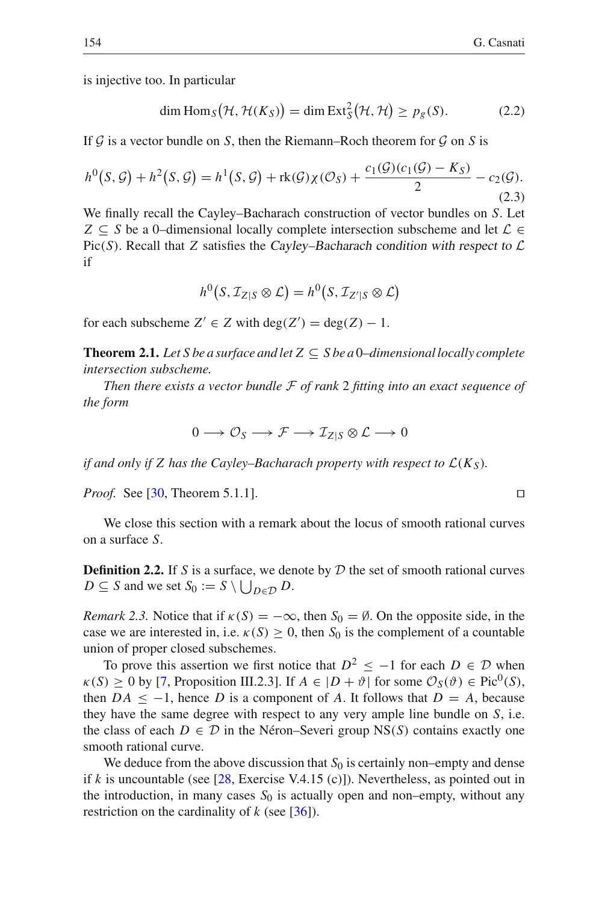is injective too. In particular

$$\dim \mathrm{Hom}_S\big(\mathcal{H}, \mathcal{H}(K_S)\big) = \dim \mathrm{Ext}^2_S\big(\mathcal{H}, \mathcal{H}\big) \geq p_g(S). \tag{2.2}$$

If $\mathcal{G}$ is a vector bundle on $S$, then the Riemann–Roch theorem for $\mathcal{G}$ on $S$ is

$$h^0\big(S, \mathcal{G}\big) + h^2\big(S, \mathcal{G}\big) = h^1\big(S, \mathcal{G}\big) + \mathrm{rk}(\mathcal{G})\chi(\mathcal{O}_S) + \frac{c_1(\mathcal{G})(c_1(\mathcal{G}) - K_S)}{2} - c_2(\mathcal{G}). \tag{2.3}$$

We finally recall the Cayley–Bacharach construction of vector bundles on $S$. Let $Z \subseteq S$ be a 0–dimensional locally complete intersection subscheme and let $\mathcal{L} \in \mathrm{Pic}(S)$. Recall that $Z$ satisfies the *Cayley–Bacharach condition with respect to* $\mathcal{L}$ if

$$h^0\big(S, \mathcal{I}_{Z|S} \otimes \mathcal{L}\big) = h^0\big(S, \mathcal{I}_{Z'|S} \otimes \mathcal{L}\big)$$

for each subscheme $Z' \in Z$ with $\deg(Z') = \deg(Z) - 1$.

**Theorem 2.1.** *Let $S$ be a surface and let $Z \subseteq S$ be a 0–dimensional locally complete intersection subscheme.*

*Then there exists a vector bundle $\mathcal{F}$ of rank 2 fitting into an exact sequence of the form*

$$0 \longrightarrow \mathcal{O}_S \longrightarrow \mathcal{F} \longrightarrow \mathcal{I}_{Z|S} \otimes \mathcal{L} \longrightarrow 0$$

*if and only if $Z$ has the Cayley–Bacharach property with respect to $\mathcal{L}(K_S)$.*

*Proof.* See [30, Theorem 5.1.1]. □

We close this section with a remark about the locus of smooth rational curves on a surface $S$.

**Definition 2.2.** If $S$ is a surface, we denote by $\mathcal{D}$ the set of smooth rational curves $D \subseteq S$ and we set $S_0 := S \setminus \bigcup_{D \in \mathcal{D}} D$.

*Remark 2.3.* Notice that if $\kappa(S) = -\infty$, then $S_0 = \emptyset$. On the opposite side, in the case we are interested in, i.e. $\kappa(S) \geq 0$, then $S_0$ is the complement of a countable union of proper closed subschemes.

To prove this assertion we first notice that $D^2 \leq -1$ for each $D \in \mathcal{D}$ when $\kappa(S) \geq 0$ by [7, Proposition III.2.3]. If $A \in |D + \vartheta|$ for some $\mathcal{O}_S(\vartheta) \in \mathrm{Pic}^0(S)$, then $DA \leq -1$, hence $D$ is a component of $A$. It follows that $D = A$, because they have the same degree with respect to any very ample line bundle on $S$, i.e. the class of each $D \in \mathcal{D}$ in the Néron–Severi group $\mathrm{NS}(S)$ contains exactly one smooth rational curve.

We deduce from the above discussion that $S_0$ is certainly non–empty and dense if $k$ is uncountable (see [28, Exercise V.4.15 (c)]). Nevertheless, as pointed out in the introduction, in many cases $S_0$ is actually open and non–empty, without any restriction on the cardinality of $k$ (see [36]).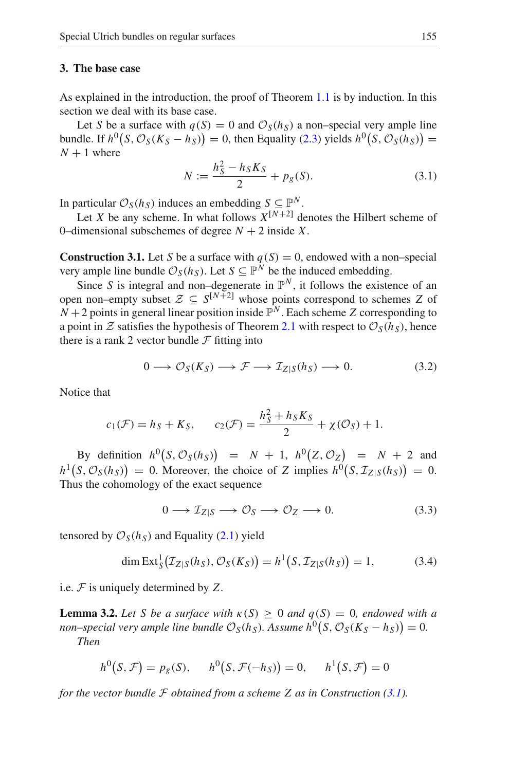## 3. The base case

As explained in the introduction, the proof of Theorem 1.1 is by induction. In this section we deal with its base case.

Let $S$ be a surface with $q(S) = 0$ and $\mathcal{O}_S(h_S)$ a non–special very ample line bundle. If $h^0\big(S, \mathcal{O}_S(K_S - h_S)\big) = 0$, then Equality (2.3) yields $h^0\big(S, \mathcal{O}_S(h_S)\big) = N + 1$ where

$$N := \frac{h_S^2 - h_S K_S}{2} + p_g(S). \tag{3.1}$$

In particular $\mathcal{O}_S(h_S)$ induces an embedding $S \subseteq \mathbb{P}^N$.

Let $X$ be any scheme. In what follows $X^{[N+2]}$ denotes the Hilbert scheme of 0–dimensional subschemes of degree $N + 2$ inside $X$.

**Construction 3.1.** Let $S$ be a surface with $q(S) = 0$, endowed with a non–special very ample line bundle $\mathcal{O}_S(h_S)$. Let $S \subseteq \mathbb{P}^N$ be the induced embedding.

Since $S$ is integral and non–degenerate in $\mathbb{P}^N$, it follows the existence of an open non–empty subset $\mathcal{Z} \subseteq S^{[N+2]}$ whose points correspond to schemes $Z$ of $N+2$ points in general linear position inside $\mathbb{P}^N$. Each scheme $Z$ corresponding to a point in $\mathcal{Z}$ satisfies the hypothesis of Theorem 2.1 with respect to $\mathcal{O}_S(h_S)$, hence there is a rank 2 vector bundle $\mathcal{F}$ fitting into

$$0 \longrightarrow \mathcal{O}_S(K_S) \longrightarrow \mathcal{F} \longrightarrow \mathcal{I}_{Z|S}(h_S) \longrightarrow 0. \tag{3.2}$$

Notice that

$$c_1(\mathcal{F}) = h_S + K_S, \qquad c_2(\mathcal{F}) = \frac{h_S^2 + h_S K_S}{2} + \chi(\mathcal{O}_S) + 1.$$

By definition $h^0\big(S, \mathcal{O}_S(h_S)\big) = N + 1$, $h^0\big(Z, \mathcal{O}_Z\big) = N + 2$ and $h^1\big(S, \mathcal{O}_S(h_S)\big) = 0$. Moreover, the choice of $Z$ implies $h^0\big(S, \mathcal{I}_{Z|S}(h_S)\big) = 0$. Thus the cohomology of the exact sequence

$$0 \longrightarrow \mathcal{I}_{Z|S} \longrightarrow \mathcal{O}_S \longrightarrow \mathcal{O}_Z \longrightarrow 0. \tag{3.3}$$

tensored by $\mathcal{O}_S(h_S)$ and Equality (2.1) yield

$$\dim \operatorname{Ext}^1_S\big(\mathcal{I}_{Z|S}(h_S), \mathcal{O}_S(K_S)\big) = h^1\big(S, \mathcal{I}_{Z|S}(h_S)\big) = 1, \tag{3.4}$$

i.e. $\mathcal{F}$ is uniquely determined by $Z$.

**Lemma 3.2.** *Let $S$ be a surface with $\kappa(S) \geq 0$ and $q(S) = 0$, endowed with a non–special very ample line bundle $\mathcal{O}_S(h_S)$. Assume $h^0\big(S, \mathcal{O}_S(K_S - h_S)\big) = 0$. Then*

$$h^0\big(S, \mathcal{F}\big) = p_g(S), \qquad h^0\big(S, \mathcal{F}(-h_S)\big) = 0, \qquad h^1\big(S, \mathcal{F}\big) = 0$$

*for the vector bundle $\mathcal{F}$ obtained from a scheme $Z$ as in Construction (3.1).*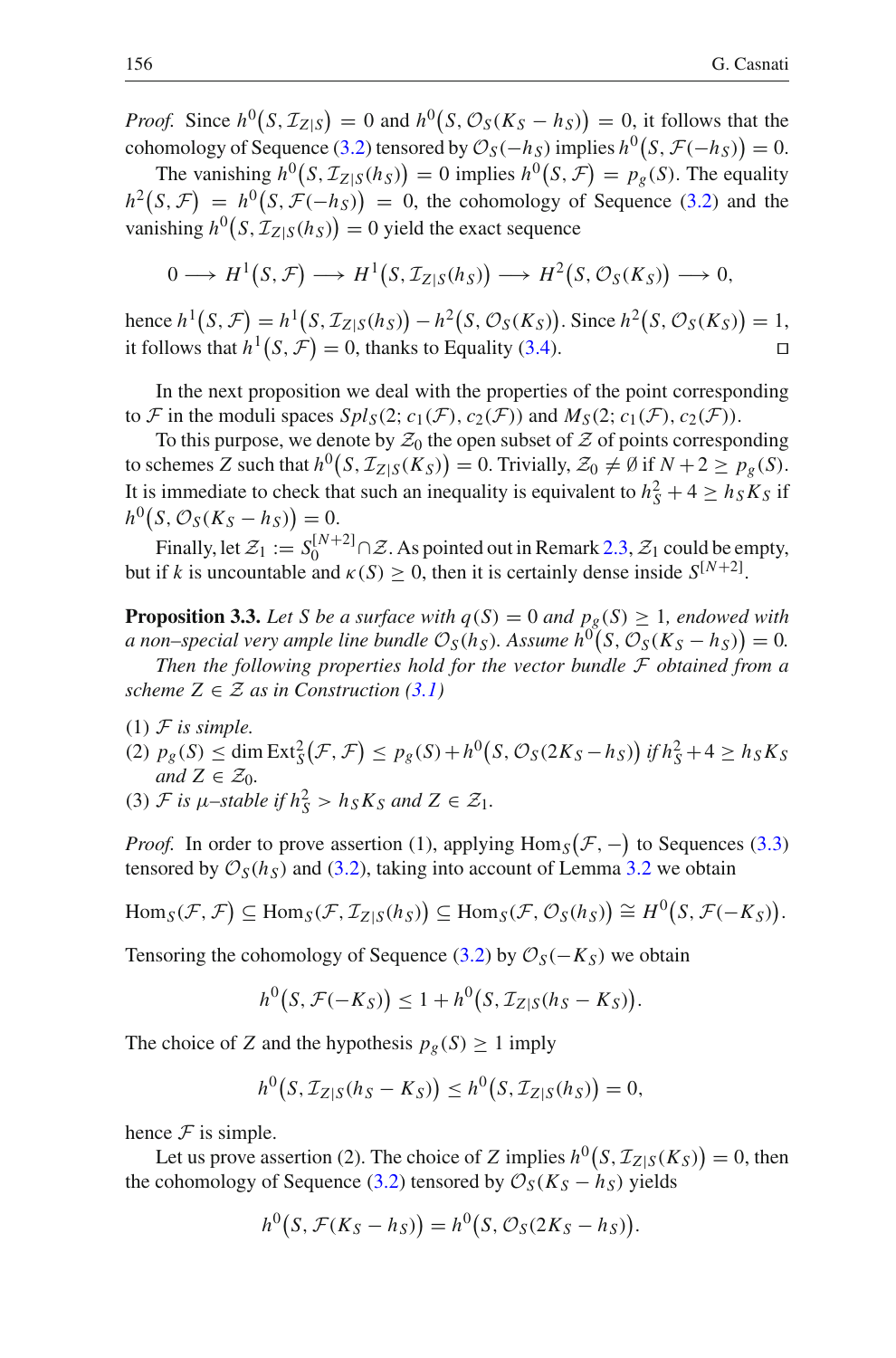*Proof.* Since $h^0\big(S, \mathcal{I}_{Z|S}\big) = 0$ and $h^0\big(S, \mathcal{O}_S(K_S - h_S)\big) = 0$, it follows that the cohomology of Sequence (3.2) tensored by $\mathcal{O}_S(-h_S)$ implies $h^0\big(S, \mathcal{F}(-h_S)\big) = 0$.

The vanishing $h^0\big(S, \mathcal{I}_{Z|S}(h_S)\big) = 0$ implies $h^0\big(S, \mathcal{F}\big) = p_g(S)$. The equality $h^2\big(S, \mathcal{F}\big) = h^0\big(S, \mathcal{F}(-h_S)\big) = 0$, the cohomology of Sequence (3.2) and the vanishing $h^0\big(S, \mathcal{I}_{Z|S}(h_S)\big) = 0$ yield the exact sequence

$$0 \longrightarrow H^1\big(S, \mathcal{F}\big) \longrightarrow H^1\big(S, \mathcal{I}_{Z|S}(h_S)\big) \longrightarrow H^2\big(S, \mathcal{O}_S(K_S)\big) \longrightarrow 0,$$

hence $h^1\big(S, \mathcal{F}\big) = h^1\big(S, \mathcal{I}_{Z|S}(h_S)\big) - h^2\big(S, \mathcal{O}_S(K_S)\big)$. Since $h^2\big(S, \mathcal{O}_S(K_S)\big) = 1$, it follows that $h^1\big(S, \mathcal{F}\big) = 0$, thanks to Equality (3.4). □

In the next proposition we deal with the properties of the point corresponding to $\mathcal{F}$ in the moduli spaces $Spl_S(2; c_1(\mathcal{F}), c_2(\mathcal{F}))$ and $M_S(2; c_1(\mathcal{F}), c_2(\mathcal{F}))$.

To this purpose, we denote by $\mathcal{Z}_0$ the open subset of $\mathcal{Z}$ of points corresponding to schemes $Z$ such that $h^0\big(S, \mathcal{I}_{Z|S}(K_S)\big) = 0$. Trivially, $\mathcal{Z}_0 \neq \emptyset$ if $N + 2 \geq p_g(S)$. It is immediate to check that such an inequality is equivalent to $h_S^2 + 4 \geq h_S K_S$ if $h^0\big(S, \mathcal{O}_S(K_S - h_S)\big) = 0$.

Finally, let $\mathcal{Z}_1 := S_0^{[N+2]} \cap \mathcal{Z}$. As pointed out in Remark 2.3, $\mathcal{Z}_1$ could be empty, but if $k$ is uncountable and $\kappa(S) \geq 0$, then it is certainly dense inside $S^{[N+2]}$.

**Proposition 3.3.** *Let $S$ be a surface with $q(S) = 0$ and $p_g(S) \geq 1$, endowed with a non–special very ample line bundle $\mathcal{O}_S(h_S)$. Assume $h^0\big(S, \mathcal{O}_S(K_S - h_S)\big) = 0$.*

*Then the following properties hold for the vector bundle $\mathcal{F}$ obtained from a scheme $Z \in \mathcal{Z}$ as in Construction (3.1)*

(1) *$\mathcal{F}$ is simple.*
(2) *$p_g(S) \leq \dim \mathrm{Ext}^2_S\big(\mathcal{F}, \mathcal{F}\big) \leq p_g(S) + h^0\big(S, \mathcal{O}_S(2K_S - h_S)\big)$ if $h_S^2 + 4 \geq h_S K_S$ and $Z \in \mathcal{Z}_0$.*
(3) *$\mathcal{F}$ is $\mu$–stable if $h_S^2 > h_S K_S$ and $Z \in \mathcal{Z}_1$.*

*Proof.* In order to prove assertion (1), applying $\mathrm{Hom}_S\big(\mathcal{F}, -\big)$ to Sequences (3.3) tensored by $\mathcal{O}_S(h_S)$ and (3.2), taking into account of Lemma 3.2 we obtain

$$\mathrm{Hom}_S\big(\mathcal{F}, \mathcal{F}\big) \subseteq \mathrm{Hom}_S\big(\mathcal{F}, \mathcal{I}_{Z|S}(h_S)\big) \subseteq \mathrm{Hom}_S\big(\mathcal{F}, \mathcal{O}_S(h_S)\big) \cong H^0\big(S, \mathcal{F}(-K_S)\big).$$

Tensoring the cohomology of Sequence (3.2) by $\mathcal{O}_S(-K_S)$ we obtain

$$h^0\big(S, \mathcal{F}(-K_S)\big) \leq 1 + h^0\big(S, \mathcal{I}_{Z|S}(h_S - K_S)\big).$$

The choice of $Z$ and the hypothesis $p_g(S) \geq 1$ imply

$$h^0\big(S, \mathcal{I}_{Z|S}(h_S - K_S)\big) \leq h^0\big(S, \mathcal{I}_{Z|S}(h_S)\big) = 0,$$

hence $\mathcal{F}$ is simple.

Let us prove assertion (2). The choice of $Z$ implies $h^0\big(S, \mathcal{I}_{Z|S}(K_S)\big) = 0$, then the cohomology of Sequence (3.2) tensored by $\mathcal{O}_S(K_S - h_S)$ yields

$$h^0\big(S, \mathcal{F}(K_S - h_S)\big) = h^0\big(S, \mathcal{O}_S(2K_S - h_S)\big).$$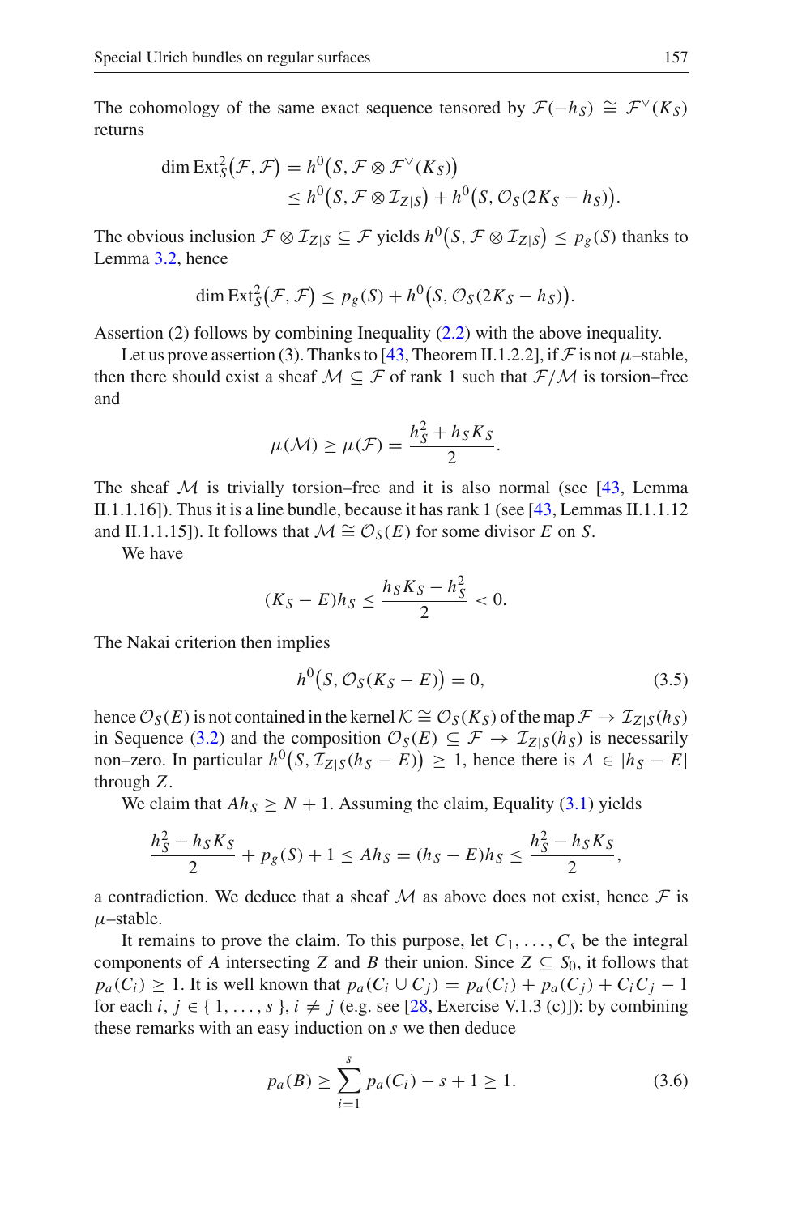The cohomology of the same exact sequence tensored by $\mathcal{F}(-h_S) \cong \mathcal{F}^\vee(K_S)$ returns

$$\dim \operatorname{Ext}^2_S(\mathcal{F}, \mathcal{F}) = h^0\big(S, \mathcal{F} \otimes \mathcal{F}^\vee(K_S)\big) \\ \leq h^0\big(S, \mathcal{F} \otimes \mathcal{I}_{Z|S}\big) + h^0\big(S, \mathcal{O}_S(2K_S - h_S)\big).$$

The obvious inclusion $\mathcal{F} \otimes \mathcal{I}_{Z|S} \subseteq \mathcal{F}$ yields $h^0\big(S, \mathcal{F} \otimes \mathcal{I}_{Z|S}\big) \leq p_g(S)$ thanks to Lemma 3.2, hence

$$\dim \operatorname{Ext}^2_S(\mathcal{F}, \mathcal{F}) \leq p_g(S) + h^0\big(S, \mathcal{O}_S(2K_S - h_S)\big).$$

Assertion (2) follows by combining Inequality (2.2) with the above inequality.

Let us prove assertion (3). Thanks to [43, Theorem II.1.2.2], if $\mathcal{F}$ is not $\mu$–stable, then there should exist a sheaf $\mathcal{M} \subseteq \mathcal{F}$ of rank 1 such that $\mathcal{F}/\mathcal{M}$ is torsion–free and

$$\mu(\mathcal{M}) \geq \mu(\mathcal{F}) = \frac{h_S^2 + h_S K_S}{2}.$$

The sheaf $\mathcal{M}$ is trivially torsion–free and it is also normal (see [43, Lemma II.1.1.16]). Thus it is a line bundle, because it has rank 1 (see [43, Lemmas II.1.1.12 and II.1.1.15]). It follows that $\mathcal{M} \cong \mathcal{O}_S(E)$ for some divisor $E$ on $S$.

We have

$$(K_S - E)h_S \leq \frac{h_S K_S - h_S^2}{2} < 0.$$

The Nakai criterion then implies

$$h^0\big(S, \mathcal{O}_S(K_S - E)\big) = 0, \tag{3.5}$$

hence $\mathcal{O}_S(E)$ is not contained in the kernel $\mathcal{K} \cong \mathcal{O}_S(K_S)$ of the map $\mathcal{F} \to \mathcal{I}_{Z|S}(h_S)$ in Sequence (3.2) and the composition $\mathcal{O}_S(E) \subseteq \mathcal{F} \to \mathcal{I}_{Z|S}(h_S)$ is necessarily non–zero. In particular $h^0\big(S, \mathcal{I}_{Z|S}(h_S - E)\big) \geq 1$, hence there is $A \in |h_S - E|$ through $Z$.

We claim that $Ah_S \geq N + 1$. Assuming the claim, Equality (3.1) yields

$$\frac{h_S^2 - h_S K_S}{2} + p_g(S) + 1 \leq Ah_S = (h_S - E)h_S \leq \frac{h_S^2 - h_S K_S}{2},$$

a contradiction. We deduce that a sheaf $\mathcal{M}$ as above does not exist, hence $\mathcal{F}$ is $\mu$–stable.

It remains to prove the claim. To this purpose, let $C_1, \dots, C_s$ be the integral components of $A$ intersecting $Z$ and $B$ their union. Since $Z \subseteq S_0$, it follows that $p_a(C_i) \geq 1$. It is well known that $p_a(C_i \cup C_j) = p_a(C_i) + p_a(C_j) + C_i C_j - 1$ for each $i, j \in \{1, \dots, s\}$, $i \neq j$ (e.g. see [28, Exercise V.1.3 (c)]): by combining these remarks with an easy induction on $s$ we then deduce

$$p_a(B) \geq \sum_{i=1}^{s} p_a(C_i) - s + 1 \geq 1. \tag{3.6}$$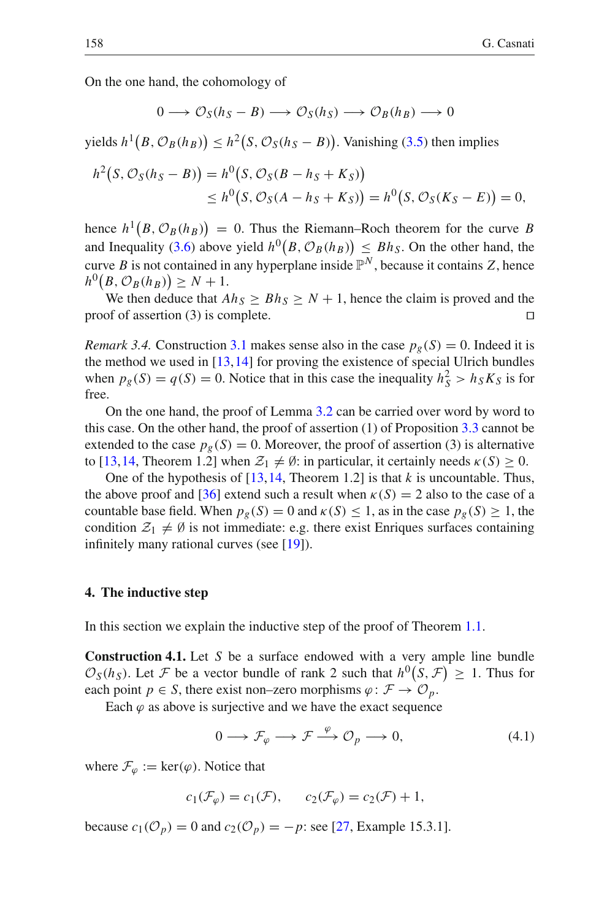On the one hand, the cohomology of

$$0 \longrightarrow \mathcal{O}_S(h_S - B) \longrightarrow \mathcal{O}_S(h_S) \longrightarrow \mathcal{O}_B(h_B) \longrightarrow 0$$

yields $h^1\big(B, \mathcal{O}_B(h_B)\big) \le h^2\big(S, \mathcal{O}_S(h_S - B)\big)$. Vanishing (3.5) then implies

$$\begin{aligned} h^2\big(S, \mathcal{O}_S(h_S - B)\big) &= h^0\big(S, \mathcal{O}_S(B - h_S + K_S)\big) \\ &\le h^0\big(S, \mathcal{O}_S(A - h_S + K_S)\big) = h^0\big(S, \mathcal{O}_S(K_S - E)\big) = 0, \end{aligned}$$

hence $h^1\big(B, \mathcal{O}_B(h_B)\big) = 0$. Thus the Riemann–Roch theorem for the curve $B$ and Inequality (3.6) above yield $h^0\big(B, \mathcal{O}_B(h_B)\big) \le Bh_S$. On the other hand, the curve $B$ is not contained in any hyperplane inside $\mathbb{P}^N$, because it contains $Z$, hence $h^0\big(B, \mathcal{O}_B(h_B)\big) \ge N + 1$.

We then deduce that $Ah_S \ge Bh_S \ge N + 1$, hence the claim is proved and the proof of assertion (3) is complete. □

*Remark 3.4.* Construction 3.1 makes sense also in the case $p_g(S) = 0$. Indeed it is the method we used in [13,14] for proving the existence of special Ulrich bundles when $p_g(S) = q(S) = 0$. Notice that in this case the inequality $h_S^2 > h_S K_S$ is for free.

On the one hand, the proof of Lemma 3.2 can be carried over word by word to this case. On the other hand, the proof of assertion (1) of Proposition 3.3 cannot be extended to the case $p_g(S) = 0$. Moreover, the proof of assertion (3) is alternative to [13,14, Theorem 1.2] when $\mathcal{Z}_1 \neq \emptyset$: in particular, it certainly needs $\kappa(S) \ge 0$.

One of the hypothesis of [13,14, Theorem 1.2] is that $k$ is uncountable. Thus, the above proof and [36] extend such a result when $\kappa(S) = 2$ also to the case of a countable base field. When $p_g(S) = 0$ and $\kappa(S) \le 1$, as in the case $p_g(S) \ge 1$, the condition $\mathcal{Z}_1 \neq \emptyset$ is not immediate: e.g. there exist Enriques surfaces containing infinitely many rational curves (see [19]).

## 4. The inductive step

In this section we explain the inductive step of the proof of Theorem 1.1.

**Construction 4.1.** Let $S$ be a surface endowed with a very ample line bundle $\mathcal{O}_S(h_S)$. Let $\mathcal{F}$ be a vector bundle of rank 2 such that $h^0\big(S, \mathcal{F}\big) \ge 1$. Thus for each point $p \in S$, there exist non–zero morphisms $\varphi \colon \mathcal{F} \to \mathcal{O}_p$.

Each $\varphi$ as above is surjective and we have the exact sequence

$$0 \longrightarrow \mathcal{F}_\varphi \longrightarrow \mathcal{F} \xrightarrow{\varphi} \mathcal{O}_p \longrightarrow 0, \tag{4.1}$$

where $\mathcal{F}_\varphi := \ker(\varphi)$. Notice that

$$c_1(\mathcal{F}_\varphi) = c_1(\mathcal{F}), \qquad c_2(\mathcal{F}_\varphi) = c_2(\mathcal{F}) + 1,$$

because $c_1(\mathcal{O}_p) = 0$ and $c_2(\mathcal{O}_p) = -p$: see [27, Example 15.3.1].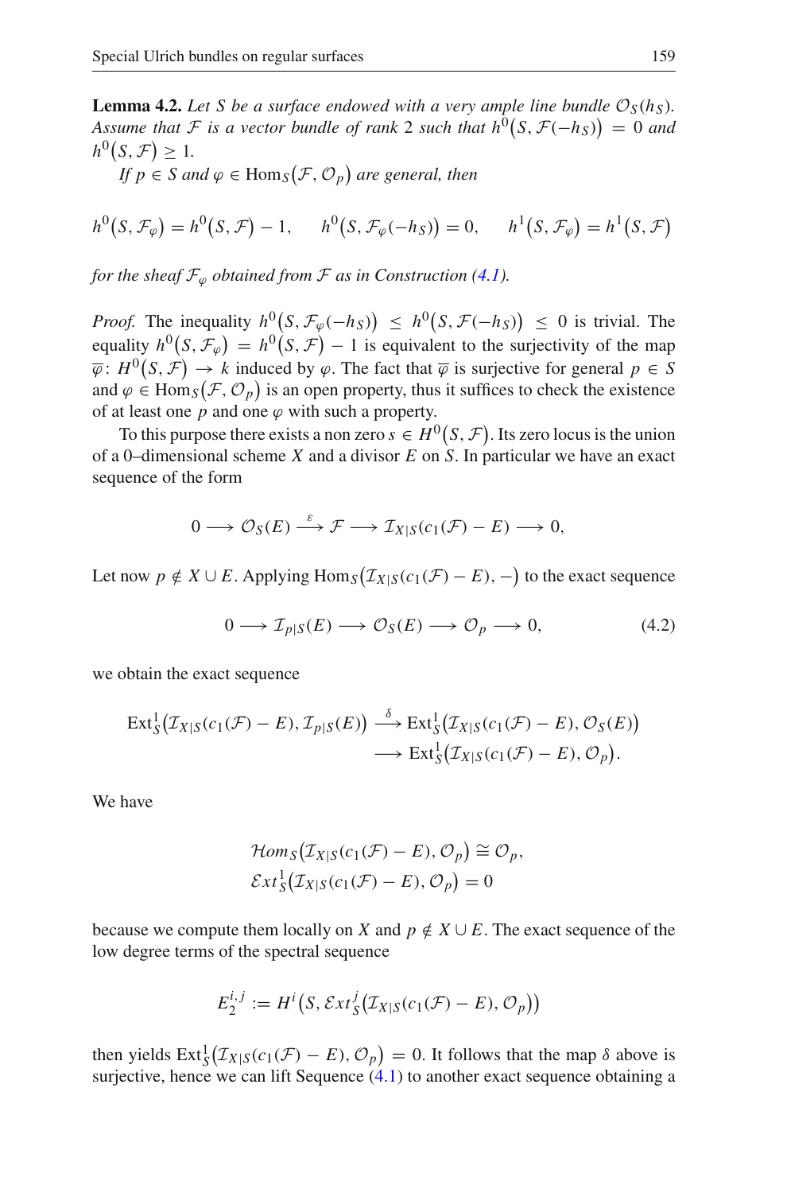**Lemma 4.2.** *Let $S$ be a surface endowed with a very ample line bundle $\mathcal{O}_S(h_S)$. Assume that $\mathcal{F}$ is a vector bundle of rank 2 such that $h^0\big(S, \mathcal{F}(-h_S)\big) = 0$ and $h^0\big(S, \mathcal{F}\big) \geq 1$.*

*If $p \in S$ and $\varphi \in \operatorname{Hom}_S\big(\mathcal{F}, \mathcal{O}_p\big)$ are general, then*

$$h^0\big(S, \mathcal{F}_\varphi\big) = h^0\big(S, \mathcal{F}\big) - 1, \qquad h^0\big(S, \mathcal{F}_\varphi(-h_S)\big) = 0, \qquad h^1\big(S, \mathcal{F}_\varphi\big) = h^1\big(S, \mathcal{F}\big)$$

*for the sheaf $\mathcal{F}_\varphi$ obtained from $\mathcal{F}$ as in Construction (4.1).*

*Proof.* The inequality $h^0\big(S, \mathcal{F}_\varphi(-h_S)\big) \leq h^0\big(S, \mathcal{F}(-h_S)\big) \leq 0$ is trivial. The equality $h^0\big(S, \mathcal{F}_\varphi\big) = h^0\big(S, \mathcal{F}\big) - 1$ is equivalent to the surjectivity of the map $\overline{\varphi}\colon H^0\big(S, \mathcal{F}\big) \to k$ induced by $\varphi$. The fact that $\overline{\varphi}$ is surjective for general $p \in S$ and $\varphi \in \operatorname{Hom}_S\big(\mathcal{F}, \mathcal{O}_p\big)$ is an open property, thus it suffices to check the existence of at least one $p$ and one $\varphi$ with such a property.

To this purpose there exists a non zero $s \in H^0\big(S, \mathcal{F}\big)$. Its zero locus is the union of a 0–dimensional scheme $X$ and a divisor $E$ on $S$. In particular we have an exact sequence of the form

$$0 \longrightarrow \mathcal{O}_S(E) \stackrel{\varepsilon}{\longrightarrow} \mathcal{F} \longrightarrow \mathcal{I}_{X|S}(c_1(\mathcal{F}) - E) \longrightarrow 0,$$

Let now $p \notin X \cup E$. Applying $\operatorname{Hom}_S\big(\mathcal{I}_{X|S}(c_1(\mathcal{F}) - E), -\big)$ to the exact sequence

$$0 \longrightarrow \mathcal{I}_{p|S}(E) \longrightarrow \mathcal{O}_S(E) \longrightarrow \mathcal{O}_p \longrightarrow 0, \tag{4.2}$$

we obtain the exact sequence

$$\begin{aligned}\operatorname{Ext}^1_S\big(\mathcal{I}_{X|S}(c_1(\mathcal{F}) - E), \mathcal{I}_{p|S}(E)\big) &\stackrel{\delta}{\longrightarrow} \operatorname{Ext}^1_S\big(\mathcal{I}_{X|S}(c_1(\mathcal{F}) - E), \mathcal{O}_S(E)\big)\\ &\longrightarrow \operatorname{Ext}^1_S\big(\mathcal{I}_{X|S}(c_1(\mathcal{F}) - E), \mathcal{O}_p\big).\end{aligned}$$

We have

$$\begin{aligned}\mathcal{H}om_S\big(\mathcal{I}_{X|S}(c_1(\mathcal{F}) - E), \mathcal{O}_p\big) &\cong \mathcal{O}_p,\\ \mathcal{E}xt^1_S\big(\mathcal{I}_{X|S}(c_1(\mathcal{F}) - E), \mathcal{O}_p\big) &= 0\end{aligned}$$

because we compute them locally on $X$ and $p \notin X \cup E$. The exact sequence of the low degree terms of the spectral sequence

$$E_2^{i,j} := H^i\big(S, \mathcal{E}xt^j_S\big(\mathcal{I}_{X|S}(c_1(\mathcal{F}) - E), \mathcal{O}_p\big)\big)$$

then yields $\operatorname{Ext}^1_S\big(\mathcal{I}_{X|S}(c_1(\mathcal{F}) - E), \mathcal{O}_p\big) = 0$. It follows that the map $\delta$ above is surjective, hence we can lift Sequence (4.1) to another exact sequence obtaining a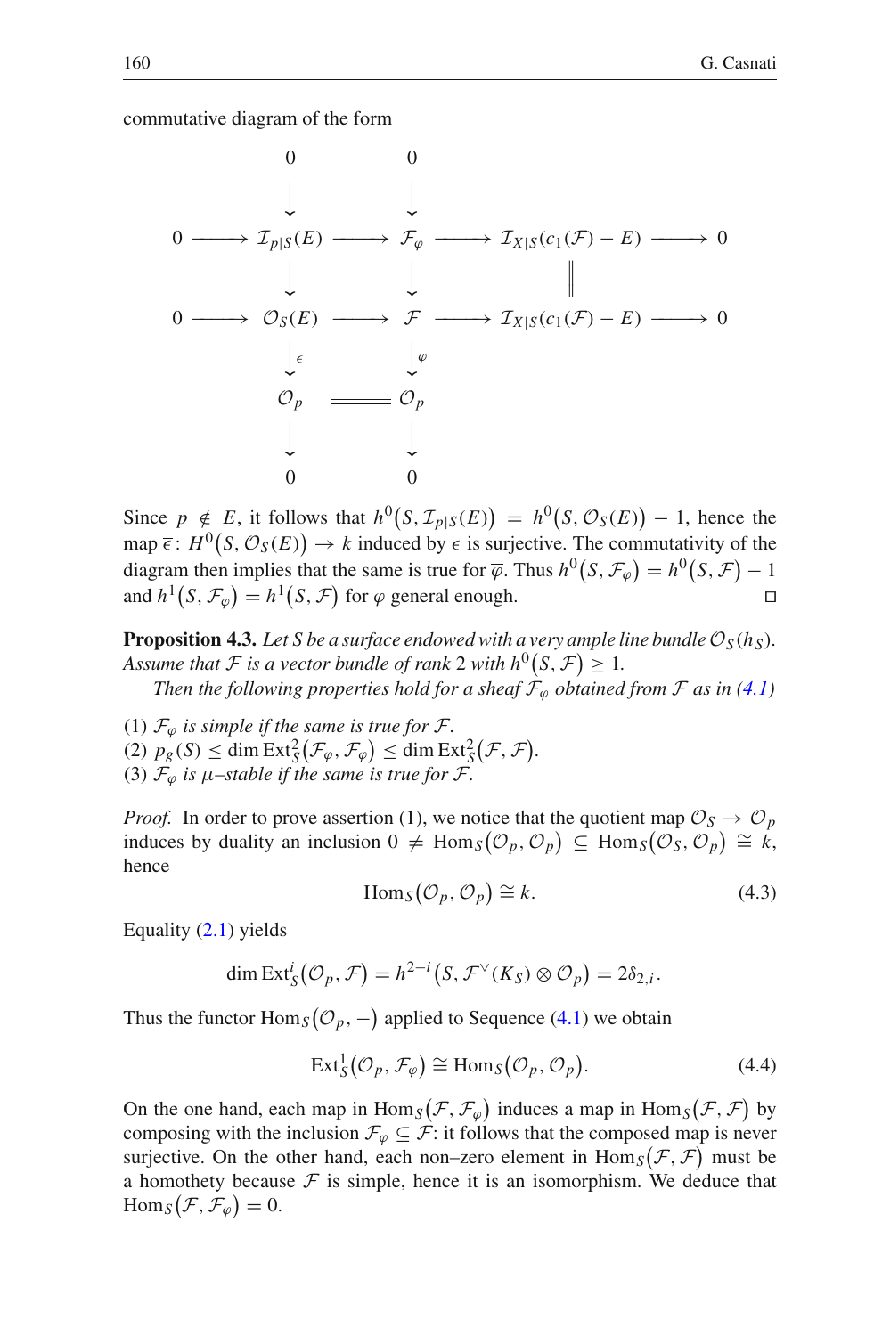commutative diagram of the form

$$
\begin{array}{ccccccccc}
 & & 0 & & 0 & & & & \\
 & & \downarrow & & \downarrow & & & & \\
0 & \longrightarrow & \mathcal{I}_{p|S}(E) & \longrightarrow & \mathcal{F}_\varphi & \longrightarrow & \mathcal{I}_{X|S}(c_1(\mathcal{F})-E) & \longrightarrow & 0 \\
 & & \downarrow & & \downarrow & & \| & & \\
0 & \longrightarrow & \mathcal{O}_S(E) & \longrightarrow & \mathcal{F} & \longrightarrow & \mathcal{I}_{X|S}(c_1(\mathcal{F})-E) & \longrightarrow & 0 \\
 & & \downarrow{\scriptstyle \epsilon} & & \downarrow{\scriptstyle \varphi} & & & & \\
 & & \mathcal{O}_p & = & \mathcal{O}_p & & & & \\
 & & \downarrow & & \downarrow & & & & \\
 & & 0 & & 0 & & & &
\end{array}
$$

Since $p \notin E$, it follows that $h^0\big(S, \mathcal{I}_{p|S}(E)\big) = h^0\big(S, \mathcal{O}_S(E)\big) - 1$, hence the map $\overline{\epsilon}\colon H^0\big(S, \mathcal{O}_S(E)\big) \to k$ induced by $\epsilon$ is surjective. The commutativity of the diagram then implies that the same is true for $\overline{\varphi}$. Thus $h^0\big(S, \mathcal{F}_\varphi\big) = h^0\big(S, \mathcal{F}\big) - 1$ and $h^1\big(S, \mathcal{F}_\varphi\big) = h^1\big(S, \mathcal{F}\big)$ for $\varphi$ general enough. □

**Proposition 4.3.** *Let $S$ be a surface endowed with a very ample line bundle $\mathcal{O}_S(h_S)$. Assume that $\mathcal{F}$ is a vector bundle of rank 2 with $h^0\big(S, \mathcal{F}\big) \geq 1$.*

*Then the following properties hold for a sheaf $\mathcal{F}_\varphi$ obtained from $\mathcal{F}$ as in (4.1)*

(1) *$\mathcal{F}_\varphi$ is simple if the same is true for $\mathcal{F}$.*
(2) *$p_g(S) \leq \dim \operatorname{Ext}^2_S\big(\mathcal{F}_\varphi, \mathcal{F}_\varphi\big) \leq \dim \operatorname{Ext}^2_S\big(\mathcal{F}, \mathcal{F}\big)$.*
(3) *$\mathcal{F}_\varphi$ is $\mu$–stable if the same is true for $\mathcal{F}$.*

*Proof.* In order to prove assertion (1), we notice that the quotient map $\mathcal{O}_S \to \mathcal{O}_p$ induces by duality an inclusion $0 \neq \operatorname{Hom}_S\big(\mathcal{O}_p, \mathcal{O}_p\big) \subseteq \operatorname{Hom}_S\big(\mathcal{O}_S, \mathcal{O}_p\big) \cong k$, hence

$$\operatorname{Hom}_S\big(\mathcal{O}_p, \mathcal{O}_p\big) \cong k. \tag{4.3}$$

Equality (2.1) yields

$$\dim \operatorname{Ext}^i_S\big(\mathcal{O}_p, \mathcal{F}\big) = h^{2-i}\big(S, \mathcal{F}^\vee(K_S) \otimes \mathcal{O}_p\big) = 2\delta_{2,i}.$$

Thus the functor $\operatorname{Hom}_S\big(\mathcal{O}_p, -\big)$ applied to Sequence (4.1) we obtain

$$\operatorname{Ext}^1_S\big(\mathcal{O}_p, \mathcal{F}_\varphi\big) \cong \operatorname{Hom}_S\big(\mathcal{O}_p, \mathcal{O}_p\big). \tag{4.4}$$

On the one hand, each map in $\operatorname{Hom}_S\big(\mathcal{F}, \mathcal{F}_\varphi\big)$ induces a map in $\operatorname{Hom}_S\big(\mathcal{F}, \mathcal{F}\big)$ by composing with the inclusion $\mathcal{F}_\varphi \subseteq \mathcal{F}$: it follows that the composed map is never surjective. On the other hand, each non–zero element in $\operatorname{Hom}_S\big(\mathcal{F}, \mathcal{F}\big)$ must be a homothety because $\mathcal{F}$ is simple, hence it is an isomorphism. We deduce that $\operatorname{Hom}_S\big(\mathcal{F}, \mathcal{F}_\varphi\big) = 0$.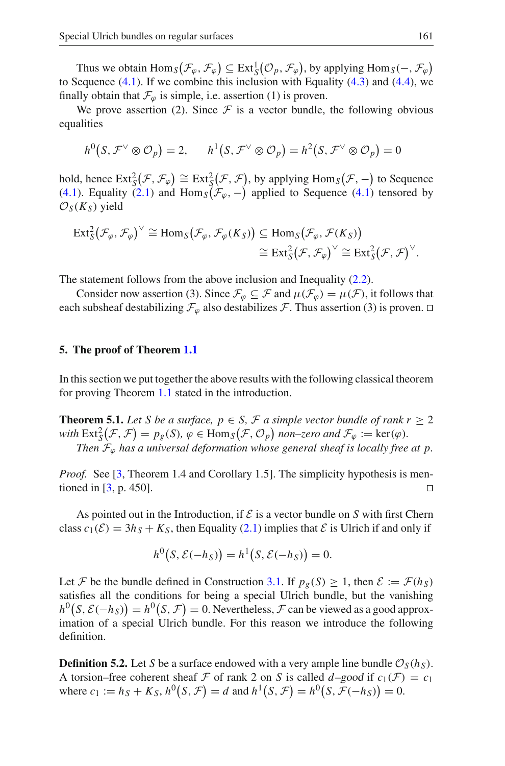Thus we obtain $\mathrm{Hom}_S(\mathcal{F}_\varphi, \mathcal{F}_\varphi) \subseteq \mathrm{Ext}^1_S(\mathcal{O}_p, \mathcal{F}_\varphi)$, by applying $\mathrm{Hom}_S(-, \mathcal{F}_\varphi)$ to Sequence (4.1). If we combine this inclusion with Equality (4.3) and (4.4), we finally obtain that $\mathcal{F}_\varphi$ is simple, i.e. assertion (1) is proven.

We prove assertion (2). Since $\mathcal{F}$ is a vector bundle, the following obvious equalities

$$h^0\big(S, \mathcal{F}^\vee \otimes \mathcal{O}_p\big) = 2, \qquad h^1\big(S, \mathcal{F}^\vee \otimes \mathcal{O}_p\big) = h^2\big(S, \mathcal{F}^\vee \otimes \mathcal{O}_p\big) = 0$$

hold, hence $\mathrm{Ext}^2_S(\mathcal{F}, \mathcal{F}_\varphi) \cong \mathrm{Ext}^2_S(\mathcal{F}, \mathcal{F})$, by applying $\mathrm{Hom}_S(\mathcal{F}, -)$ to Sequence (4.1). Equality (2.1) and $\mathrm{Hom}_S(\mathcal{F}_\varphi, -)$ applied to Sequence (4.1) tensored by $\mathcal{O}_S(K_S)$ yield

$$\begin{aligned}\mathrm{Ext}^2_S\big(\mathcal{F}_\varphi, \mathcal{F}_\varphi\big)^\vee \cong \mathrm{Hom}_S\big(\mathcal{F}_\varphi, \mathcal{F}_\varphi(K_S)\big) &\subseteq \mathrm{Hom}_S\big(\mathcal{F}_\varphi, \mathcal{F}(K_S)\big)\\ &\cong \mathrm{Ext}^2_S\big(\mathcal{F}, \mathcal{F}_\varphi\big)^\vee \cong \mathrm{Ext}^2_S\big(\mathcal{F}, \mathcal{F}\big)^\vee.\end{aligned}$$

The statement follows from the above inclusion and Inequality (2.2).

Consider now assertion (3). Since $\mathcal{F}_\varphi \subseteq \mathcal{F}$ and $\mu(\mathcal{F}_\varphi) = \mu(\mathcal{F})$, it follows that each subsheaf destabilizing $\mathcal{F}_\varphi$ also destabilizes $\mathcal{F}$. Thus assertion (3) is proven. □

## 5. The proof of Theorem 1.1

In this section we put together the above results with the following classical theorem for proving Theorem 1.1 stated in the introduction.

**Theorem 5.1.** *Let $S$ be a surface, $p \in S$, $\mathcal{F}$ a simple vector bundle of rank $r \geq 2$ with $\mathrm{Ext}^2_S(\mathcal{F}, \mathcal{F}) = p_g(S)$, $\varphi \in \mathrm{Hom}_S(\mathcal{F}, \mathcal{O}_p)$ non–zero and $\mathcal{F}_\varphi := \ker(\varphi)$.*

*Then $\mathcal{F}_\varphi$ has a universal deformation whose general sheaf is locally free at $p$.*

*Proof.* See [3, Theorem 1.4 and Corollary 1.5]. The simplicity hypothesis is mentioned in [3, p. 450]. □

As pointed out in the Introduction, if $\mathcal{E}$ is a vector bundle on $S$ with first Chern class $c_1(\mathcal{E}) = 3h_S + K_S$, then Equality (2.1) implies that $\mathcal{E}$ is Ulrich if and only if

$$h^0\big(S, \mathcal{E}(-h_S)\big) = h^1\big(S, \mathcal{E}(-h_S)\big) = 0.$$

Let $\mathcal{F}$ be the bundle defined in Construction 3.1. If $p_g(S) \geq 1$, then $\mathcal{E} := \mathcal{F}(h_S)$ satisfies all the conditions for being a special Ulrich bundle, but the vanishing $h^0\big(S, \mathcal{E}(-h_S)\big) = h^0\big(S, \mathcal{F}\big) = 0$. Nevertheless, $\mathcal{F}$ can be viewed as a good approximation of a special Ulrich bundle. For this reason we introduce the following definition.

**Definition 5.2.** Let $S$ be a surface endowed with a very ample line bundle $\mathcal{O}_S(h_S)$. A torsion–free coherent sheaf $\mathcal{F}$ of rank 2 on $S$ is called *$d$–good* if $c_1(\mathcal{F}) = c_1$ where $c_1 := h_S + K_S$, $h^0\big(S, \mathcal{F}\big) = d$ and $h^1\big(S, \mathcal{F}\big) = h^0\big(S, \mathcal{F}(-h_S)\big) = 0$.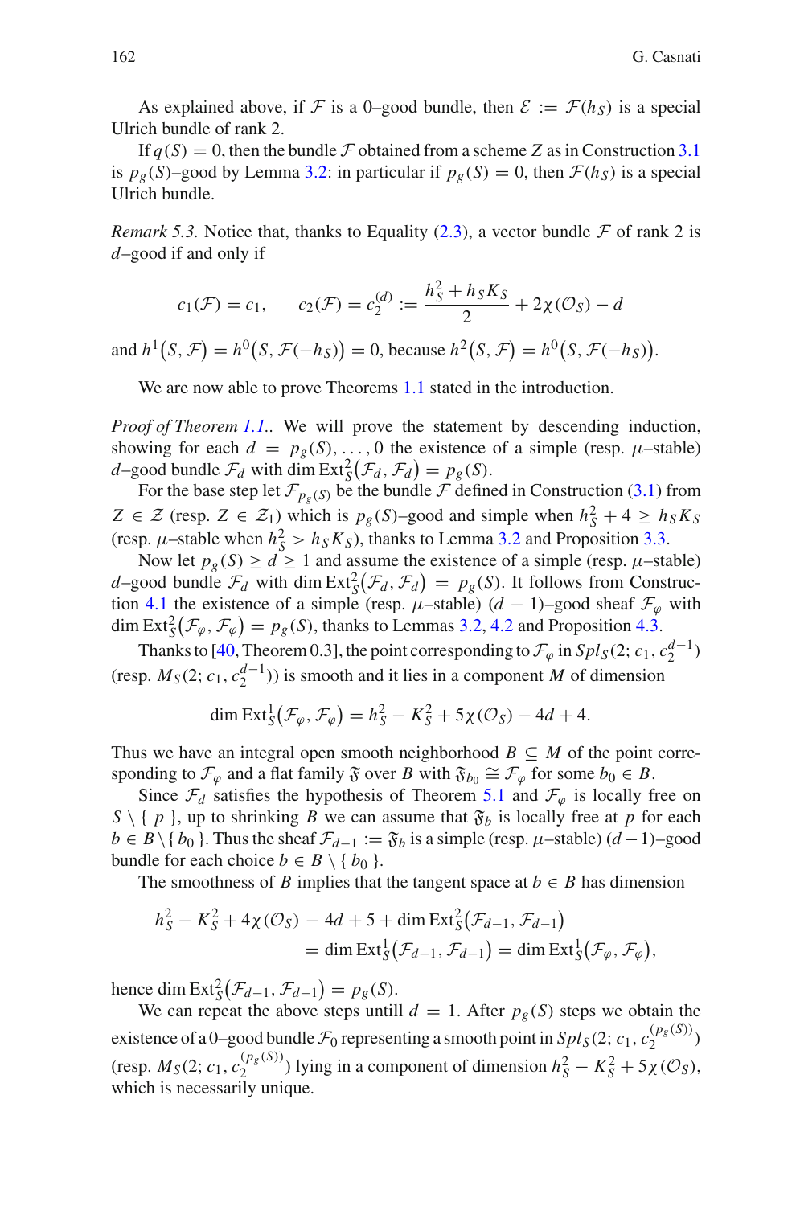As explained above, if $\mathcal{F}$ is a 0–good bundle, then $\mathcal{E} := \mathcal{F}(h_S)$ is a special Ulrich bundle of rank 2.

If $q(S) = 0$, then the bundle $\mathcal{F}$ obtained from a scheme $Z$ as in Construction 3.1 is $p_g(S)$–good by Lemma 3.2: in particular if $p_g(S) = 0$, then $\mathcal{F}(h_S)$ is a special Ulrich bundle.

*Remark 5.3.* Notice that, thanks to Equality (2.3), a vector bundle $\mathcal{F}$ of rank 2 is $d$–good if and only if

$$c_1(\mathcal{F}) = c_1, \qquad c_2(\mathcal{F}) = c_2^{(d)} := \frac{h_S^2 + h_S K_S}{2} + 2\chi(\mathcal{O}_S) - d$$

and $h^1\big(S, \mathcal{F}\big) = h^0\big(S, \mathcal{F}(-h_S)\big) = 0$, because $h^2\big(S, \mathcal{F}\big) = h^0\big(S, \mathcal{F}(-h_S)\big)$.

We are now able to prove Theorems 1.1 stated in the introduction.

*Proof of Theorem 1.1..* We will prove the statement by descending induction, showing for each $d = p_g(S), \dots, 0$ the existence of a simple (resp. $\mu$–stable) $d$–good bundle $\mathcal{F}_d$ with $\dim \operatorname{Ext}^2_S\big(\mathcal{F}_d, \mathcal{F}_d\big) = p_g(S)$.

For the base step let $\mathcal{F}_{p_g(S)}$ be the bundle $\mathcal{F}$ defined in Construction (3.1) from $Z \in \mathcal{Z}$ (resp. $Z \in \mathcal{Z}_1$) which is $p_g(S)$–good and simple when $h_S^2 + 4 \ge h_S K_S$ (resp. $\mu$–stable when $h_S^2 > h_S K_S$), thanks to Lemma 3.2 and Proposition 3.3.

Now let $p_g(S) \ge d \ge 1$ and assume the existence of a simple (resp. $\mu$–stable) $d$–good bundle $\mathcal{F}_d$ with $\dim \operatorname{Ext}^2_S\big(\mathcal{F}_d, \mathcal{F}_d\big) = p_g(S)$. It follows from Construction 4.1 the existence of a simple (resp. $\mu$–stable) $(d-1)$–good sheaf $\mathcal{F}_\varphi$ with $\dim \operatorname{Ext}^2_S\big(\mathcal{F}_\varphi, \mathcal{F}_\varphi\big) = p_g(S)$, thanks to Lemmas 3.2, 4.2 and Proposition 4.3.

Thanks to [40, Theorem 0.3], the point corresponding to $\mathcal{F}_\varphi$ in $Spl_S(2; c_1, c_2^{d-1})$ (resp. $M_S(2; c_1, c_2^{d-1})$) is smooth and it lies in a component $M$ of dimension

$$\dim \operatorname{Ext}^1_S\big(\mathcal{F}_\varphi, \mathcal{F}_\varphi\big) = h_S^2 - K_S^2 + 5\chi(\mathcal{O}_S) - 4d + 4.$$

Thus we have an integral open smooth neighborhood $B \subseteq M$ of the point corresponding to $\mathcal{F}_\varphi$ and a flat family $\mathfrak{F}$ over $B$ with $\mathfrak{F}_{b_0} \cong \mathcal{F}_\varphi$ for some $b_0 \in B$.

Since $\mathcal{F}_d$ satisfies the hypothesis of Theorem 5.1 and $\mathcal{F}_\varphi$ is locally free on $S \setminus \{\, p \,\}$, up to shrinking $B$ we can assume that $\mathfrak{F}_b$ is locally free at $p$ for each $b \in B \setminus \{\, b_0 \,\}$. Thus the sheaf $\mathcal{F}_{d-1} := \mathfrak{F}_b$ is a simple (resp. $\mu$–stable) $(d-1)$–good bundle for each choice $b \in B \setminus \{\, b_0 \,\}$.

The smoothness of $B$ implies that the tangent space at $b \in B$ has dimension

$$\begin{aligned} h_S^2 - K_S^2 + 4\chi(\mathcal{O}_S) - 4d + 5 + \dim \operatorname{Ext}^2_S\big(\mathcal{F}_{d-1}, \mathcal{F}_{d-1}\big) \\ = \dim \operatorname{Ext}^1_S\big(\mathcal{F}_{d-1}, \mathcal{F}_{d-1}\big) = \dim \operatorname{Ext}^1_S\big(\mathcal{F}_\varphi, \mathcal{F}_\varphi\big), \end{aligned}$$

hence $\dim \operatorname{Ext}^2_S\big(\mathcal{F}_{d-1}, \mathcal{F}_{d-1}\big) = p_g(S)$.

We can repeat the above steps untill $d = 1$. After $p_g(S)$ steps we obtain the existence of a 0–good bundle $\mathcal{F}_0$ representing a smooth point in $Spl_S(2; c_1, c_2^{(p_g(S))})$ (resp. $M_S(2; c_1, c_2^{(p_g(S))})$) lying in a component of dimension $h_S^2 - K_S^2 + 5\chi(\mathcal{O}_S)$, which is necessarily unique.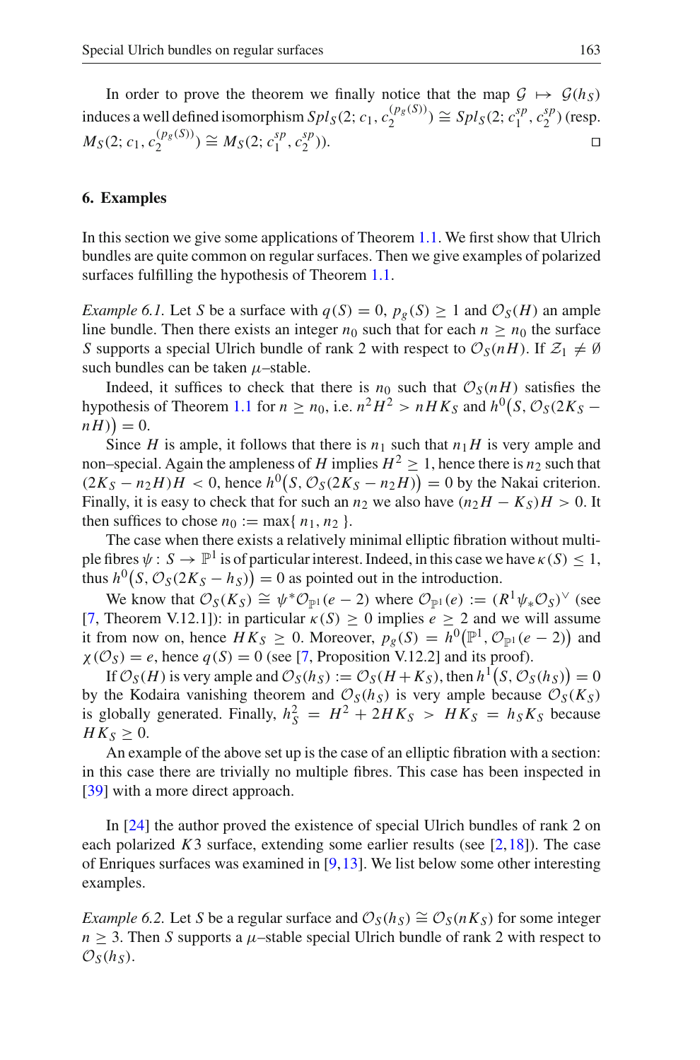In order to prove the theorem we finally notice that the map $\mathcal{G} \mapsto \mathcal{G}(h_S)$ induces a well defined isomorphism $Spl_S(2; c_1, c_2^{(p_g(S))}) \cong Spl_S(2; c_1^{sp}, c_2^{sp})$ (resp. $M_S(2; c_1, c_2^{(p_g(S))}) \cong M_S(2; c_1^{sp}, c_2^{sp})$). $\square$

## 6. Examples

In this section we give some applications of Theorem 1.1. We first show that Ulrich bundles are quite common on regular surfaces. Then we give examples of polarized surfaces fulfilling the hypothesis of Theorem 1.1.

*Example 6.1.* Let $S$ be a surface with $q(S) = 0$, $p_g(S) \geq 1$ and $\mathcal{O}_S(H)$ an ample line bundle. Then there exists an integer $n_0$ such that for each $n \geq n_0$ the surface $S$ supports a special Ulrich bundle of rank 2 with respect to $\mathcal{O}_S(nH)$. If $\mathcal{Z}_1 \neq \emptyset$ such bundles can be taken $\mu$–stable.

Indeed, it suffices to check that there is $n_0$ such that $\mathcal{O}_S(nH)$ satisfies the hypothesis of Theorem 1.1 for $n \geq n_0$, i.e. $n^2H^2 > nHK_S$ and $h^0\big(S, \mathcal{O}_S(2K_S - nH)\big) = 0$.

Since $H$ is ample, it follows that there is $n_1$ such that $n_1H$ is very ample and non–special. Again the ampleness of $H$ implies $H^2 \geq 1$, hence there is $n_2$ such that $(2K_S - n_2H)H < 0$, hence $h^0\big(S, \mathcal{O}_S(2K_S - n_2H)\big) = 0$ by the Nakai criterion. Finally, it is easy to check that for such an $n_2$ we also have $(n_2H - K_S)H > 0$. It then suffices to chose $n_0 := \max\{\, n_1, n_2 \,\}$.

The case when there exists a relatively minimal elliptic fibration without multiple fibres $\psi : S \to \mathbb{P}^1$ is of particular interest. Indeed, in this case we have $\kappa(S) \leq 1$, thus $h^0\big(S, \mathcal{O}_S(2K_S - h_S)\big) = 0$ as pointed out in the introduction.

We know that $\mathcal{O}_S(K_S) \cong \psi^*\mathcal{O}_{\mathbb{P}^1}(e - 2)$ where $\mathcal{O}_{\mathbb{P}^1}(e) := (R^1\psi_*\mathcal{O}_S)^\vee$ (see [7, Theorem V.12.1]): in particular $\kappa(S) \geq 0$ implies $e \geq 2$ and we will assume it from now on, hence $HK_S \geq 0$. Moreover, $p_g(S) = h^0\big(\mathbb{P}^1, \mathcal{O}_{\mathbb{P}^1}(e - 2)\big)$ and $\chi(\mathcal{O}_S) = e$, hence $q(S) = 0$ (see [7, Proposition V.12.2] and its proof).

If $\mathcal{O}_S(H)$ is very ample and $\mathcal{O}_S(h_S) := \mathcal{O}_S(H + K_S)$, then $h^1\big(S, \mathcal{O}_S(h_S)\big) = 0$ by the Kodaira vanishing theorem and $\mathcal{O}_S(h_S)$ is very ample because $\mathcal{O}_S(K_S)$ is globally generated. Finally, $h_S^2 = H^2 + 2HK_S > HK_S = h_SK_S$ because $HK_S \geq 0$.

An example of the above set up is the case of an elliptic fibration with a section: in this case there are trivially no multiple fibres. This case has been inspected in [39] with a more direct approach.

In [24] the author proved the existence of special Ulrich bundles of rank 2 on each polarized $K3$ surface, extending some earlier results (see [2, 18]). The case of Enriques surfaces was examined in [9, 13]. We list below some other interesting examples.

*Example 6.2.* Let $S$ be a regular surface and $\mathcal{O}_S(h_S) \cong \mathcal{O}_S(nK_S)$ for some integer $n \geq 3$. Then $S$ supports a $\mu$–stable special Ulrich bundle of rank 2 with respect to $\mathcal{O}_S(h_S)$.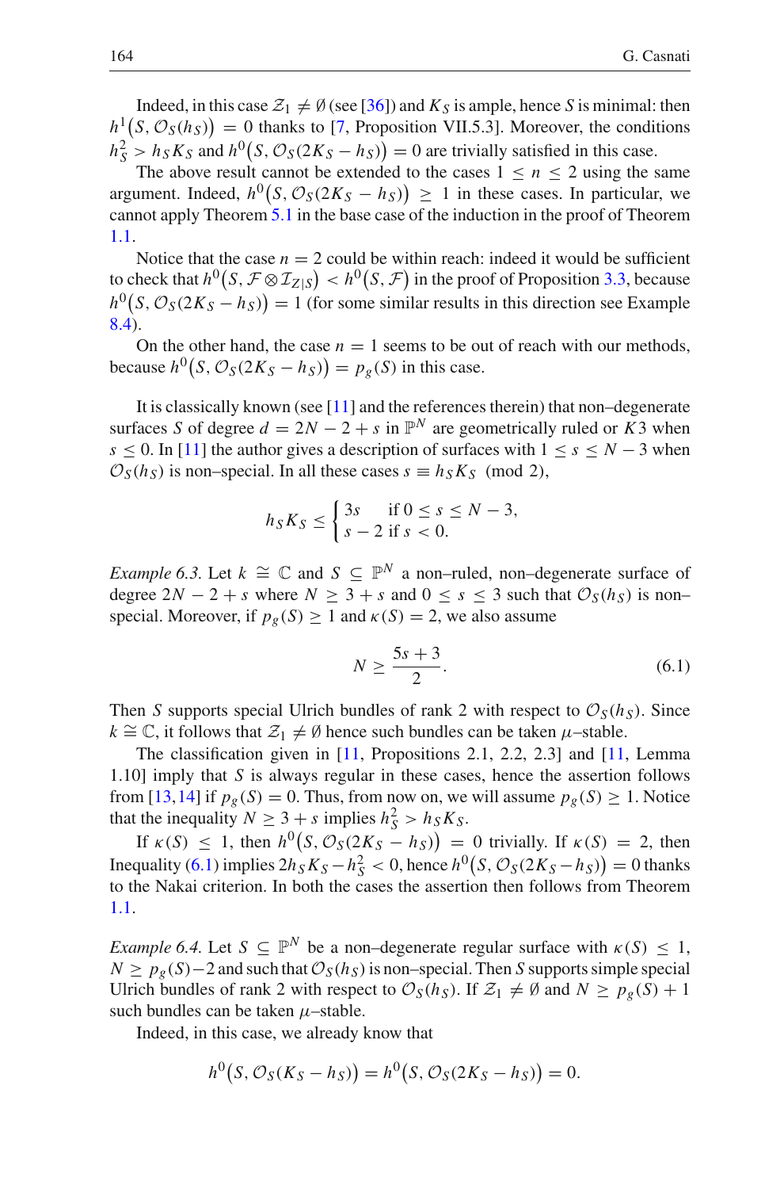Indeed, in this case $\mathcal{Z}_1 \neq \emptyset$ (see [36]) and $K_S$ is ample, hence $S$ is minimal: then $h^1\big(S, \mathcal{O}_S(h_S)\big) = 0$ thanks to [7, Proposition VII.5.3]. Moreover, the conditions $h_S^2 > h_S K_S$ and $h^0\big(S, \mathcal{O}_S(2K_S - h_S)\big) = 0$ are trivially satisfied in this case.

The above result cannot be extended to the cases $1 \leq n \leq 2$ using the same argument. Indeed, $h^0\big(S, \mathcal{O}_S(2K_S - h_S)\big) \geq 1$ in these cases. In particular, we cannot apply Theorem 5.1 in the base case of the induction in the proof of Theorem 1.1.

Notice that the case $n = 2$ could be within reach: indeed it would be sufficient to check that $h^0\big(S, \mathcal{F} \otimes \mathcal{I}_{Z|S}\big) < h^0\big(S, \mathcal{F}\big)$ in the proof of Proposition 3.3, because $h^0\big(S, \mathcal{O}_S(2K_S - h_S)\big) = 1$ (for some similar results in this direction see Example 8.4).

On the other hand, the case $n = 1$ seems to be out of reach with our methods, because $h^0\big(S, \mathcal{O}_S(2K_S - h_S)\big) = p_g(S)$ in this case.

It is classically known (see [11] and the references therein) that non–degenerate surfaces $S$ of degree $d = 2N - 2 + s$ in $\mathbb{P}^N$ are geometrically ruled or $K3$ when $s \leq 0$. In [11] the author gives a description of surfaces with $1 \leq s \leq N - 3$ when $\mathcal{O}_S(h_S)$ is non–special. In all these cases $s \equiv h_S K_S \pmod 2$,

$$h_S K_S \leq \begin{cases} 3s & \text{if } 0 \leq s \leq N-3, \\ s-2 & \text{if } s < 0. \end{cases}$$

*Example 6.3.* Let $k \cong \mathbb{C}$ and $S \subseteq \mathbb{P}^N$ a non–ruled, non–degenerate surface of degree $2N - 2 + s$ where $N \geq 3 + s$ and $0 \leq s \leq 3$ such that $\mathcal{O}_S(h_S)$ is non–special. Moreover, if $p_g(S) \geq 1$ and $\kappa(S) = 2$, we also assume

$$N \geq \frac{5s+3}{2}. \tag{6.1}$$

Then $S$ supports special Ulrich bundles of rank 2 with respect to $\mathcal{O}_S(h_S)$. Since $k \cong \mathbb{C}$, it follows that $\mathcal{Z}_1 \neq \emptyset$ hence such bundles can be taken $\mu$–stable.

The classification given in [11, Propositions 2.1, 2.2, 2.3] and [11, Lemma 1.10] imply that $S$ is always regular in these cases, hence the assertion follows from [13,14] if $p_g(S) = 0$. Thus, from now on, we will assume $p_g(S) \geq 1$. Notice that the inequality $N \geq 3 + s$ implies $h_S^2 > h_S K_S$.

If $\kappa(S) \leq 1$, then $h^0\big(S, \mathcal{O}_S(2K_S - h_S)\big) = 0$ trivially. If $\kappa(S) = 2$, then Inequality (6.1) implies $2h_S K_S - h_S^2 < 0$, hence $h^0\big(S, \mathcal{O}_S(2K_S - h_S)\big) = 0$ thanks to the Nakai criterion. In both the cases the assertion then follows from Theorem 1.1.

*Example 6.4.* Let $S \subseteq \mathbb{P}^N$ be a non–degenerate regular surface with $\kappa(S) \leq 1$, $N \geq p_g(S) - 2$ and such that $\mathcal{O}_S(h_S)$ is non–special. Then $S$ supports simple special Ulrich bundles of rank 2 with respect to $\mathcal{O}_S(h_S)$. If $\mathcal{Z}_1 \neq \emptyset$ and $N \geq p_g(S) + 1$ such bundles can be taken $\mu$–stable.

Indeed, in this case, we already know that

$$h^0\big(S, \mathcal{O}_S(K_S - h_S)\big) = h^0\big(S, \mathcal{O}_S(2K_S - h_S)\big) = 0.$$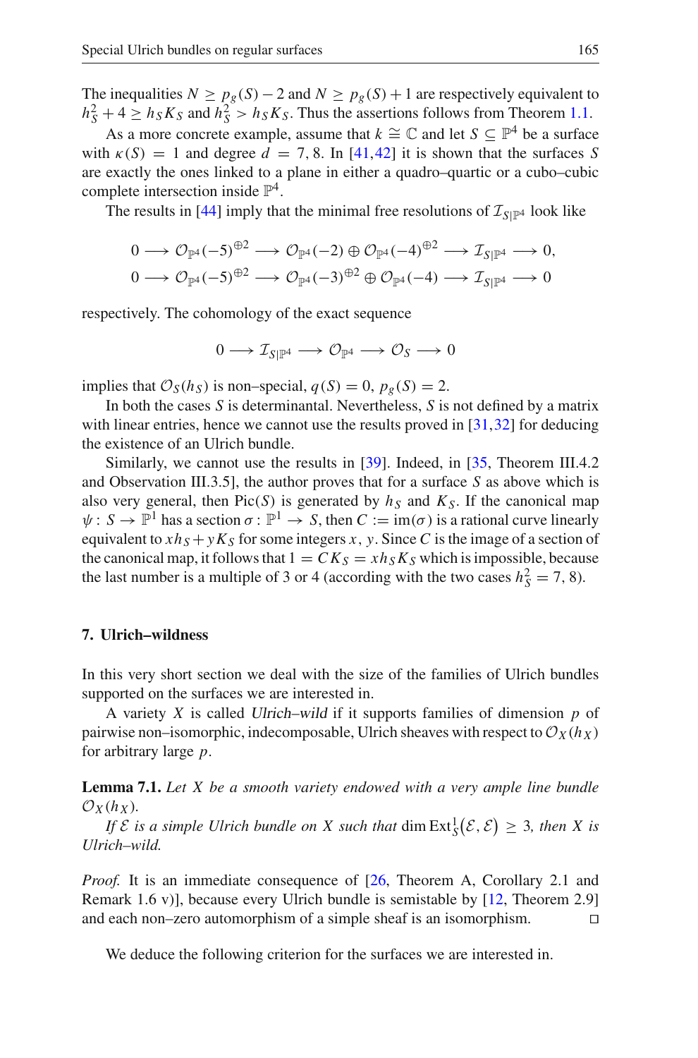The inequalities $N \geq p_g(S) - 2$ and $N \geq p_g(S) + 1$ are respectively equivalent to $h_S^2 + 4 \geq h_S K_S$ and $h_S^2 > h_S K_S$. Thus the assertions follows from Theorem 1.1.

As a more concrete example, assume that $k \cong \mathbb{C}$ and let $S \subseteq \mathbb{P}^4$ be a surface with $\kappa(S) = 1$ and degree $d = 7, 8$. In [41,42] it is shown that the surfaces $S$ are exactly the ones linked to a plane in either a quadro–quartic or a cubo–cubic complete intersection inside $\mathbb{P}^4$.

The results in [44] imply that the minimal free resolutions of $\mathcal{I}_{S|\mathbb{P}^4}$ look like

$$0 \longrightarrow \mathcal{O}_{\mathbb{P}^4}(-5)^{\oplus 2} \longrightarrow \mathcal{O}_{\mathbb{P}^4}(-2) \oplus \mathcal{O}_{\mathbb{P}^4}(-4)^{\oplus 2} \longrightarrow \mathcal{I}_{S|\mathbb{P}^4} \longrightarrow 0,$$
$$0 \longrightarrow \mathcal{O}_{\mathbb{P}^4}(-5)^{\oplus 2} \longrightarrow \mathcal{O}_{\mathbb{P}^4}(-3)^{\oplus 2} \oplus \mathcal{O}_{\mathbb{P}^4}(-4) \longrightarrow \mathcal{I}_{S|\mathbb{P}^4} \longrightarrow 0$$

respectively. The cohomology of the exact sequence

$$0 \longrightarrow \mathcal{I}_{S|\mathbb{P}^4} \longrightarrow \mathcal{O}_{\mathbb{P}^4} \longrightarrow \mathcal{O}_S \longrightarrow 0$$

implies that $\mathcal{O}_S(h_S)$ is non–special, $q(S) = 0$, $p_g(S) = 2$.

In both the cases $S$ is determinantal. Nevertheless, $S$ is not defined by a matrix with linear entries, hence we cannot use the results proved in [31,32] for deducing the existence of an Ulrich bundle.

Similarly, we cannot use the results in [39]. Indeed, in [35, Theorem III.4.2 and Observation III.3.5], the author proves that for a surface $S$ as above which is also very general, then $\operatorname{Pic}(S)$ is generated by $h_S$ and $K_S$. If the canonical map $\psi \colon S \to \mathbb{P}^1$ has a section $\sigma \colon \mathbb{P}^1 \to S$, then $C := \operatorname{im}(\sigma)$ is a rational curve linearly equivalent to $xh_S + yK_S$ for some integers $x$, $y$. Since $C$ is the image of a section of the canonical map, it follows that $1 = CK_S = xh_S K_S$ which is impossible, because the last number is a multiple of 3 or 4 (according with the two cases $h_S^2 = 7, 8$).

## 7. Ulrich–wildness

In this very short section we deal with the size of the families of Ulrich bundles supported on the surfaces we are interested in.

A variety $X$ is called *Ulrich–wild* if it supports families of dimension $p$ of pairwise non–isomorphic, indecomposable, Ulrich sheaves with respect to $\mathcal{O}_X(h_X)$ for arbitrary large $p$.

**Lemma 7.1.** *Let $X$ be a smooth variety endowed with a very ample line bundle $\mathcal{O}_X(h_X)$.*

*If $\mathcal{E}$ is a simple Ulrich bundle on $X$ such that $\dim \operatorname{Ext}^1_S(\mathcal{E}, \mathcal{E}) \geq 3$, then $X$ is Ulrich–wild.*

*Proof.* It is an immediate consequence of [26, Theorem A, Corollary 2.1 and Remark 1.6 v)], because every Ulrich bundle is semistable by [12, Theorem 2.9] and each non–zero automorphism of a simple sheaf is an isomorphism. □

We deduce the following criterion for the surfaces we are interested in.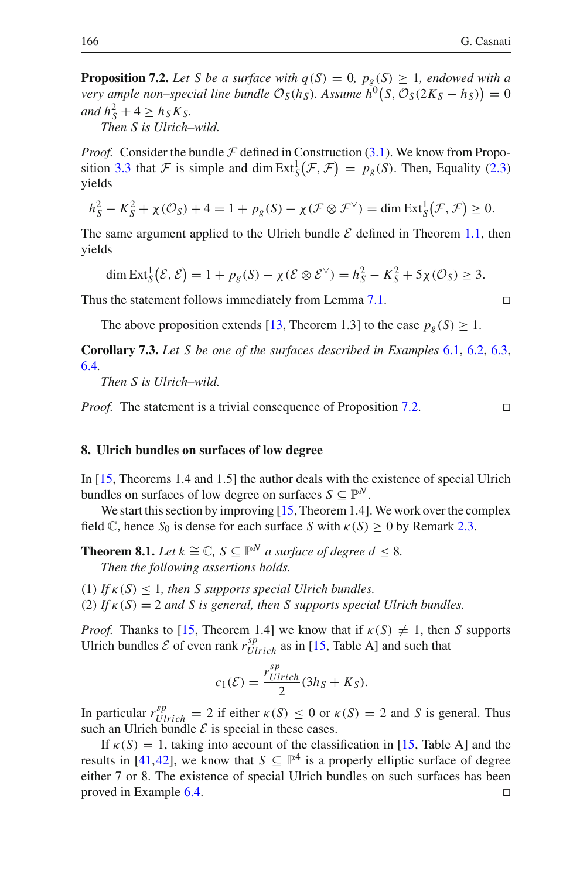**Proposition 7.2.** *Let $S$ be a surface with $q(S) = 0$, $p_g(S) \geq 1$, endowed with a very ample non–special line bundle $\mathcal{O}_S(h_S)$. Assume $h^0\big(S, \mathcal{O}_S(2K_S - h_S)\big) = 0$ and $h_S^2 + 4 \geq h_S K_S$.*

*Then $S$ is Ulrich–wild.*

*Proof.* Consider the bundle $\mathcal{F}$ defined in Construction (3.1). We know from Proposition 3.3 that $\mathcal{F}$ is simple and $\dim \operatorname{Ext}^1_S\big(\mathcal{F}, \mathcal{F}\big) = p_g(S)$. Then, Equality (2.3) yields

$$h_S^2 - K_S^2 + \chi(\mathcal{O}_S) + 4 = 1 + p_g(S) - \chi(\mathcal{F} \otimes \mathcal{F}^\vee) = \dim \operatorname{Ext}^1_S\big(\mathcal{F}, \mathcal{F}\big) \geq 0.$$

The same argument applied to the Ulrich bundle $\mathcal{E}$ defined in Theorem 1.1, then yields

$$\dim \operatorname{Ext}^1_S\big(\mathcal{E}, \mathcal{E}\big) = 1 + p_g(S) - \chi(\mathcal{E} \otimes \mathcal{E}^\vee) = h_S^2 - K_S^2 + 5\chi(\mathcal{O}_S) \geq 3.$$

Thus the statement follows immediately from Lemma 7.1. □

The above proposition extends [13, Theorem 1.3] to the case $p_g(S) \geq 1$.

**Corollary 7.3.** *Let $S$ be one of the surfaces described in Examples 6.1, 6.2, 6.3, 6.4.*

*Then $S$ is Ulrich–wild.*

*Proof.* The statement is a trivial consequence of Proposition 7.2. □

## 8. Ulrich bundles on surfaces of low degree

In [15, Theorems 1.4 and 1.5] the author deals with the existence of special Ulrich bundles on surfaces of low degree on surfaces $S \subseteq \mathbb{P}^N$.

We start this section by improving [15, Theorem 1.4]. We work over the complex field $\mathbb{C}$, hence $S_0$ is dense for each surface $S$ with $\kappa(S) \geq 0$ by Remark 2.3.

**Theorem 8.1.** *Let $k \cong \mathbb{C}$, $S \subseteq \mathbb{P}^N$ a surface of degree $d \leq 8$.*

*Then the following assertions holds.*

(1) *If $\kappa(S) \leq 1$, then $S$ supports special Ulrich bundles.*
(2) *If $\kappa(S) = 2$ and $S$ is general, then $S$ supports special Ulrich bundles.*

*Proof.* Thanks to [15, Theorem 1.4] we know that if $\kappa(S) \neq 1$, then $S$ supports Ulrich bundles $\mathcal{E}$ of even rank $r^{sp}_{Ulrich}$ as in [15, Table A] and such that

$$c_1(\mathcal{E}) = \frac{r^{sp}_{Ulrich}}{2}(3h_S + K_S).$$

In particular $r^{sp}_{Ulrich} = 2$ if either $\kappa(S) \leq 0$ or $\kappa(S) = 2$ and $S$ is general. Thus such an Ulrich bundle $\mathcal{E}$ is special in these cases.

If $\kappa(S) = 1$, taking into account of the classification in [15, Table A] and the results in [41,42], we know that $S \subseteq \mathbb{P}^4$ is a properly elliptic surface of degree either 7 or 8. The existence of special Ulrich bundles on such surfaces has been proved in Example 6.4. □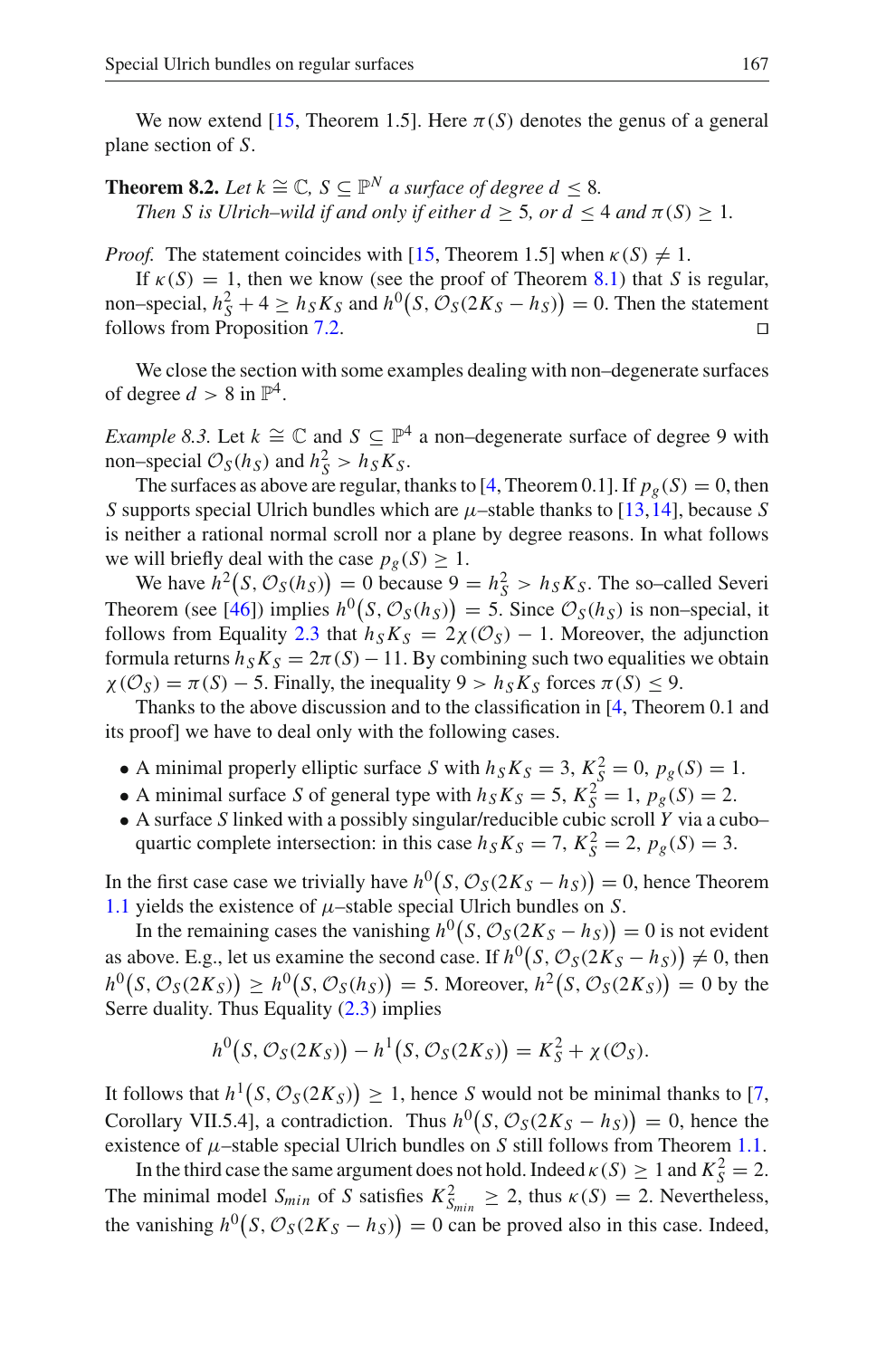We now extend [15, Theorem 1.5]. Here $\pi(S)$ denotes the genus of a general plane section of $S$.

**Theorem 8.2.** *Let $k \cong \mathbb{C}$, $S \subseteq \mathbb{P}^N$ a surface of degree $d \leq 8$.*
*Then $S$ is Ulrich–wild if and only if either $d \geq 5$, or $d \leq 4$ and $\pi(S) \geq 1$.*

*Proof.* The statement coincides with [15, Theorem 1.5] when $\kappa(S) \neq 1$.

If $\kappa(S) = 1$, then we know (see the proof of Theorem 8.1) that $S$ is regular, non–special, $h_S^2 + 4 \geq h_S K_S$ and $h^0\big(S, \mathcal{O}_S(2K_S - h_S)\big) = 0$. Then the statement follows from Proposition 7.2. □

We close the section with some examples dealing with non–degenerate surfaces of degree $d > 8$ in $\mathbb{P}^4$.

*Example 8.3.* Let $k \cong \mathbb{C}$ and $S \subseteq \mathbb{P}^4$ a non–degenerate surface of degree 9 with non–special $\mathcal{O}_S(h_S)$ and $h_S^2 > h_S K_S$.

The surfaces as above are regular, thanks to [4, Theorem 0.1]. If $p_g(S) = 0$, then $S$ supports special Ulrich bundles which are $\mu$–stable thanks to [13, 14], because $S$ is neither a rational normal scroll nor a plane by degree reasons. In what follows we will briefly deal with the case $p_g(S) \geq 1$.

We have $h^2\big(S, \mathcal{O}_S(h_S)\big) = 0$ because $9 = h_S^2 > h_S K_S$. The so–called Severi Theorem (see [46]) implies $h^0\big(S, \mathcal{O}_S(h_S)\big) = 5$. Since $\mathcal{O}_S(h_S)$ is non–special, it follows from Equality 2.3 that $h_S K_S = 2\chi(\mathcal{O}_S) - 1$. Moreover, the adjunction formula returns $h_S K_S = 2\pi(S) - 11$. By combining such two equalities we obtain $\chi(\mathcal{O}_S) = \pi(S) - 5$. Finally, the inequality $9 > h_S K_S$ forces $\pi(S) \leq 9$.

Thanks to the above discussion and to the classification in [4, Theorem 0.1 and its proof] we have to deal only with the following cases.

- A minimal properly elliptic surface $S$ with $h_S K_S = 3$, $K_S^2 = 0$, $p_g(S) = 1$.
- A minimal surface $S$ of general type with $h_S K_S = 5$, $K_S^2 = 1$, $p_g(S) = 2$.
- A surface $S$ linked with a possibly singular/reducible cubic scroll $Y$ via a cubo–quartic complete intersection: in this case $h_S K_S = 7$, $K_S^2 = 2$, $p_g(S) = 3$.

In the first case case we trivially have $h^0\big(S, \mathcal{O}_S(2K_S - h_S)\big) = 0$, hence Theorem 1.1 yields the existence of $\mu$–stable special Ulrich bundles on $S$.

In the remaining cases the vanishing $h^0\big(S, \mathcal{O}_S(2K_S - h_S)\big) = 0$ is not evident as above. E.g., let us examine the second case. If $h^0\big(S, \mathcal{O}_S(2K_S - h_S)\big) \neq 0$, then $h^0\big(S, \mathcal{O}_S(2K_S)\big) \geq h^0\big(S, \mathcal{O}_S(h_S)\big) = 5$. Moreover, $h^2\big(S, \mathcal{O}_S(2K_S)\big) = 0$ by the Serre duality. Thus Equality (2.3) implies

$$h^0\big(S, \mathcal{O}_S(2K_S)\big) - h^1\big(S, \mathcal{O}_S(2K_S)\big) = K_S^2 + \chi(\mathcal{O}_S).$$

It follows that $h^1\big(S, \mathcal{O}_S(2K_S)\big) \geq 1$, hence $S$ would not be minimal thanks to [7, Corollary VII.5.4], a contradiction. Thus $h^0\big(S, \mathcal{O}_S(2K_S - h_S)\big) = 0$, hence the existence of $\mu$–stable special Ulrich bundles on $S$ still follows from Theorem 1.1.

In the third case the same argument does not hold. Indeed $\kappa(S) \geq 1$ and $K_S^2 = 2$. The minimal model $S_{min}$ of $S$ satisfies $K_{S_{min}}^2 \geq 2$, thus $\kappa(S) = 2$. Nevertheless, the vanishing $h^0\big(S, \mathcal{O}_S(2K_S - h_S)\big) = 0$ can be proved also in this case. Indeed,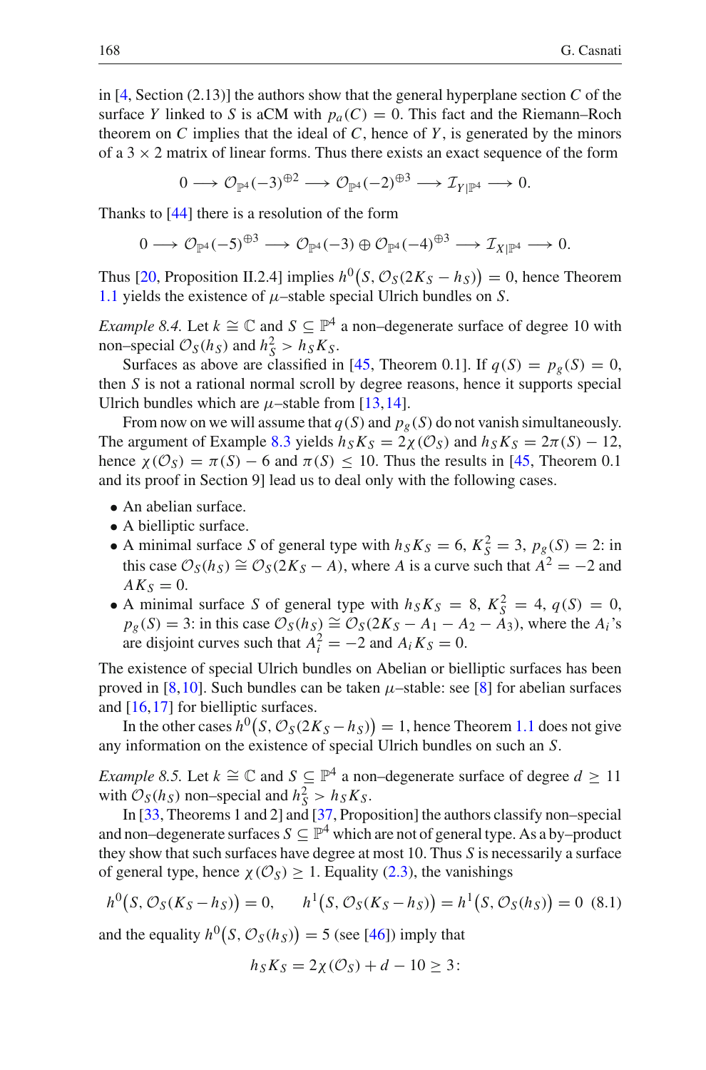in [4, Section (2.13)] the authors show that the general hyperplane section $C$ of the surface $Y$ linked to $S$ is aCM with $p_a(C) = 0$. This fact and the Riemann–Roch theorem on $C$ implies that the ideal of $C$, hence of $Y$, is generated by the minors of a $3 \times 2$ matrix of linear forms. Thus there exists an exact sequence of the form

$$0 \longrightarrow \mathcal{O}_{\mathbb{P}^4}(-3)^{\oplus 2} \longrightarrow \mathcal{O}_{\mathbb{P}^4}(-2)^{\oplus 3} \longrightarrow \mathcal{I}_{Y|\mathbb{P}^4} \longrightarrow 0.$$

Thanks to [44] there is a resolution of the form

$$0 \longrightarrow \mathcal{O}_{\mathbb{P}^4}(-5)^{\oplus 3} \longrightarrow \mathcal{O}_{\mathbb{P}^4}(-3) \oplus \mathcal{O}_{\mathbb{P}^4}(-4)^{\oplus 3} \longrightarrow \mathcal{I}_{X|\mathbb{P}^4} \longrightarrow 0.$$

Thus [20, Proposition II.2.4] implies $h^0\big(S, \mathcal{O}_S(2K_S - h_S)\big) = 0$, hence Theorem 1.1 yields the existence of $\mu$–stable special Ulrich bundles on $S$.

*Example 8.4.* Let $k \cong \mathbb{C}$ and $S \subseteq \mathbb{P}^4$ a non–degenerate surface of degree 10 with non–special $\mathcal{O}_S(h_S)$ and $h_S^2 > h_S K_S$.

Surfaces as above are classified in [45, Theorem 0.1]. If $q(S) = p_g(S) = 0$, then $S$ is not a rational normal scroll by degree reasons, hence it supports special Ulrich bundles which are $\mu$–stable from [13,14].

From now on we will assume that $q(S)$ and $p_g(S)$ do not vanish simultaneously. The argument of Example 8.3 yields $h_S K_S = 2\chi(\mathcal{O}_S)$ and $h_S K_S = 2\pi(S) - 12$, hence $\chi(\mathcal{O}_S) = \pi(S) - 6$ and $\pi(S) \le 10$. Thus the results in [45, Theorem 0.1 and its proof in Section 9] lead us to deal only with the following cases.

- An abelian surface.
- A bielliptic surface.
- A minimal surface $S$ of general type with $h_S K_S = 6$, $K_S^2 = 3$, $p_g(S) = 2$: in this case $\mathcal{O}_S(h_S) \cong \mathcal{O}_S(2K_S - A)$, where $A$ is a curve such that $A^2 = -2$ and $AK_S = 0$.
- A minimal surface $S$ of general type with $h_S K_S = 8$, $K_S^2 = 4$, $q(S) = 0$, $p_g(S) = 3$: in this case $\mathcal{O}_S(h_S) \cong \mathcal{O}_S(2K_S - A_1 - A_2 - A_3)$, where the $A_i$'s are disjoint curves such that $A_i^2 = -2$ and $A_i K_S = 0$.

The existence of special Ulrich bundles on Abelian or bielliptic surfaces has been proved in [8,10]. Such bundles can be taken $\mu$–stable: see [8] for abelian surfaces and [16,17] for bielliptic surfaces.

In the other cases $h^0\big(S, \mathcal{O}_S(2K_S - h_S)\big) = 1$, hence Theorem 1.1 does not give any information on the existence of special Ulrich bundles on such an $S$.

*Example 8.5.* Let $k \cong \mathbb{C}$ and $S \subseteq \mathbb{P}^4$ a non–degenerate surface of degree $d \ge 11$ with $\mathcal{O}_S(h_S)$ non–special and $h_S^2 > h_S K_S$.

In [33, Theorems 1 and 2] and [37, Proposition] the authors classify non–special and non–degenerate surfaces $S \subseteq \mathbb{P}^4$ which are not of general type. As a by–product they show that such surfaces have degree at most 10. Thus $S$ is necessarily a surface of general type, hence $\chi(\mathcal{O}_S) \ge 1$. Equality (2.3), the vanishings

$$h^0\big(S, \mathcal{O}_S(K_S - h_S)\big) = 0, \qquad h^1\big(S, \mathcal{O}_S(K_S - h_S)\big) = h^1\big(S, \mathcal{O}_S(h_S)\big) = 0 \quad (8.1)$$

and the equality $h^0\big(S, \mathcal{O}_S(h_S)\big) = 5$ (see [46]) imply that

$$h_S K_S = 2\chi(\mathcal{O}_S) + d - 10 \ge 3:$$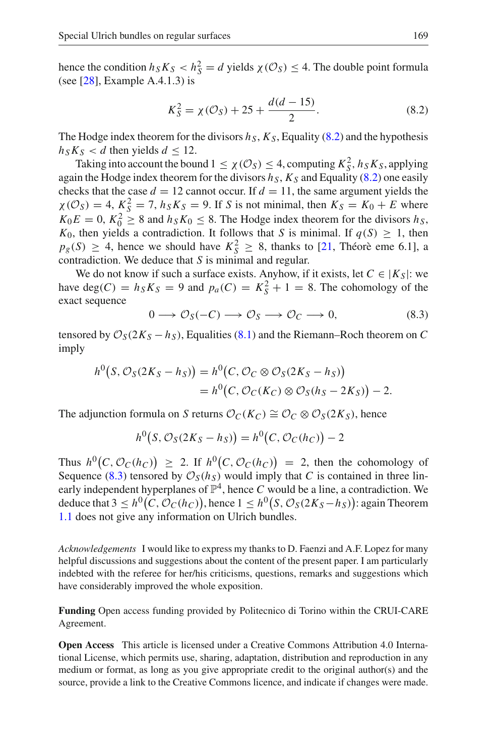hence the condition $h_S K_S < h_S^2 = d$ yields $\chi(\mathcal{O}_S) \le 4$. The double point formula (see [28], Example A.4.1.3) is

$$K_S^2 = \chi(\mathcal{O}_S) + 25 + \frac{d(d-15)}{2}. \tag{8.2}$$

The Hodge index theorem for the divisors $h_S$, $K_S$, Equality (8.2) and the hypothesis $h_S K_S < d$ then yields $d \le 12$.

Taking into account the bound $1 \le \chi(\mathcal{O}_S) \le 4$, computing $K_S^2$, $h_S K_S$, applying again the Hodge index theorem for the divisors $h_S$, $K_S$ and Equality (8.2) one easily checks that the case $d = 12$ cannot occur. If $d = 11$, the same argument yields the $\chi(\mathcal{O}_S) = 4$, $K_S^2 = 7$, $h_S K_S = 9$. If $S$ is not minimal, then $K_S = K_0 + E$ where $K_0 E = 0$, $K_0^2 \ge 8$ and $h_S K_0 \le 8$. The Hodge index theorem for the divisors $h_S$, $K_0$, then yields a contradiction. It follows that $S$ is minimal. If $q(S) \ge 1$, then $p_g(S) \ge 4$, hence we should have $K_S^2 \ge 8$, thanks to [21, Théorè eme 6.1], a contradiction. We deduce that $S$ is minimal and regular.

We do not know if such a surface exists. Anyhow, if it exists, let $C \in |K_S|$: we have $\deg(C) = h_S K_S = 9$ and $p_a(C) = K_S^2 + 1 = 8$. The cohomology of the exact sequence

$$0 \longrightarrow \mathcal{O}_S(-C) \longrightarrow \mathcal{O}_S \longrightarrow \mathcal{O}_C \longrightarrow 0, \tag{8.3}$$

tensored by $\mathcal{O}_S(2K_S - h_S)$, Equalities (8.1) and the Riemann–Roch theorem on $C$ imply

$$\begin{aligned} h^0\big(S, \mathcal{O}_S(2K_S - h_S)\big) &= h^0\big(C, \mathcal{O}_C \otimes \mathcal{O}_S(2K_S - h_S)\big) \\ &= h^0\big(C, \mathcal{O}_C(K_C) \otimes \mathcal{O}_S(h_S - 2K_S)\big) - 2. \end{aligned}$$

The adjunction formula on $S$ returns $\mathcal{O}_C(K_C) \cong \mathcal{O}_C \otimes \mathcal{O}_S(2K_S)$, hence

$$h^0\big(S, \mathcal{O}_S(2K_S - h_S)\big) = h^0\big(C, \mathcal{O}_C(h_C)\big) - 2$$

Thus $h^0\big(C, \mathcal{O}_C(h_C)\big) \ge 2$. If $h^0\big(C, \mathcal{O}_C(h_C)\big) = 2$, then the cohomology of Sequence (8.3) tensored by $\mathcal{O}_S(h_S)$ would imply that $C$ is contained in three linearly independent hyperplanes of $\mathbb{P}^4$, hence $C$ would be a line, a contradiction. We deduce that $3 \le h^0\big(C, \mathcal{O}_C(h_C)\big)$, hence $1 \le h^0\big(S, \mathcal{O}_S(2K_S - h_S)\big)$: again Theorem 1.1 does not give any information on Ulrich bundles.

*Acknowledgements* I would like to express my thanks to D. Faenzi and A.F. Lopez for many helpful discussions and suggestions about the content of the present paper. I am particularly indebted with the referee for her/his criticisms, questions, remarks and suggestions which have considerably improved the whole exposition.

**Funding** Open access funding provided by Politecnico di Torino within the CRUI-CARE Agreement.

**Open Access** This article is licensed under a Creative Commons Attribution 4.0 International License, which permits use, sharing, adaptation, distribution and reproduction in any medium or format, as long as you give appropriate credit to the original author(s) and the source, provide a link to the Creative Commons licence, and indicate if changes were made.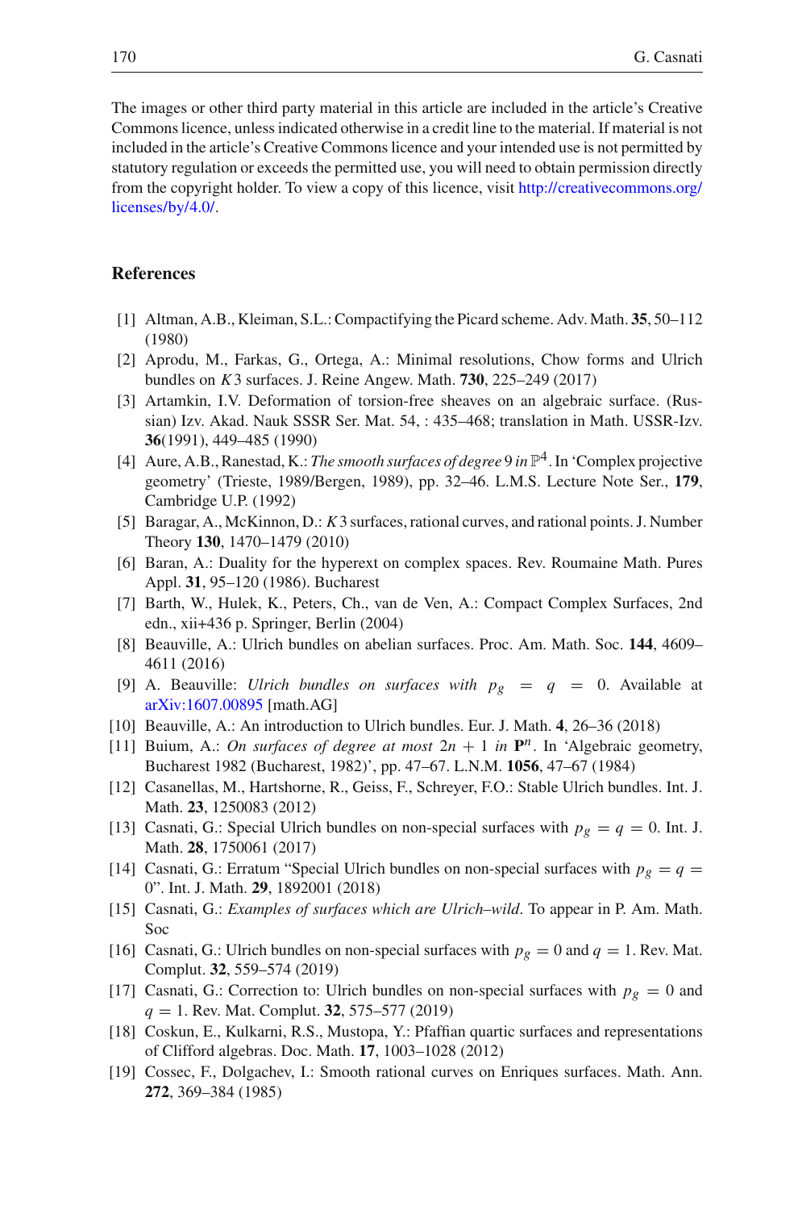The images or other third party material in this article are included in the article's Creative Commons licence, unless indicated otherwise in a credit line to the material. If material is not included in the article's Creative Commons licence and your intended use is not permitted by statutory regulation or exceeds the permitted use, you will need to obtain permission directly from the copyright holder. To view a copy of this licence, visit http://creativecommons.org/licenses/by/4.0/.

## References

[1] Altman, A.B., Kleiman, S.L.: Compactifying the Picard scheme. Adv. Math. **35**, 50–112 (1980)

[2] Aprodu, M., Farkas, G., Ortega, A.: Minimal resolutions, Chow forms and Ulrich bundles on $K3$ surfaces. J. Reine Angew. Math. **730**, 225–249 (2017)

[3] Artamkin, I.V. Deformation of torsion-free sheaves on an algebraic surface. (Russian) Izv. Akad. Nauk SSSR Ser. Mat. 54, : 435–468; translation in Math. USSR-Izv. **36**(1991), 449–485 (1990)

[4] Aure, A.B., Ranestad, K.: *The smooth surfaces of degree* 9 *in* $\mathbb{P}^4$. In 'Complex projective geometry' (Trieste, 1989/Bergen, 1989), pp. 32–46. L.M.S. Lecture Note Ser., **179**, Cambridge U.P. (1992)

[5] Baragar, A., McKinnon, D.: $K3$ surfaces, rational curves, and rational points. J. Number Theory **130**, 1470–1479 (2010)

[6] Baran, A.: Duality for the hyperext on complex spaces. Rev. Roumaine Math. Pures Appl. **31**, 95–120 (1986). Bucharest

[7] Barth, W., Hulek, K., Peters, Ch., van de Ven, A.: Compact Complex Surfaces, 2nd edn., xii+436 p. Springer, Berlin (2004)

[8] Beauville, A.: Ulrich bundles on abelian surfaces. Proc. Am. Math. Soc. **144**, 4609–4611 (2016)

[9] A. Beauville: *Ulrich bundles on surfaces with* $p_g = q = 0$. Available at arXiv:1607.00895 [math.AG]

[10] Beauville, A.: An introduction to Ulrich bundles. Eur. J. Math. **4**, 26–36 (2018)

[11] Buium, A.: *On surfaces of degree at most* $2n + 1$ *in* $\mathbf{P}^n$. In 'Algebraic geometry, Bucharest 1982 (Bucharest, 1982)', pp. 47–67. L.N.M. **1056**, 47–67 (1984)

[12] Casanellas, M., Hartshorne, R., Geiss, F., Schreyer, F.O.: Stable Ulrich bundles. Int. J. Math. **23**, 1250083 (2012)

[13] Casnati, G.: Special Ulrich bundles on non-special surfaces with $p_g = q = 0$. Int. J. Math. **28**, 1750061 (2017)

[14] Casnati, G.: Erratum "Special Ulrich bundles on non-special surfaces with $p_g = q = 0$". Int. J. Math. **29**, 1892001 (2018)

[15] Casnati, G.: *Examples of surfaces which are Ulrich–wild*. To appear in P. Am. Math. Soc

[16] Casnati, G.: Ulrich bundles on non-special surfaces with $p_g = 0$ and $q = 1$. Rev. Mat. Complut. **32**, 559–574 (2019)

[17] Casnati, G.: Correction to: Ulrich bundles on non-special surfaces with $p_g = 0$ and $q = 1$. Rev. Mat. Complut. **32**, 575–577 (2019)

[18] Coskun, E., Kulkarni, R.S., Mustopa, Y.: Pfaffian quartic surfaces and representations of Clifford algebras. Doc. Math. **17**, 1003–1028 (2012)

[19] Cossec, F., Dolgachev, I.: Smooth rational curves on Enriques surfaces. Math. Ann. **272**, 369–384 (1985)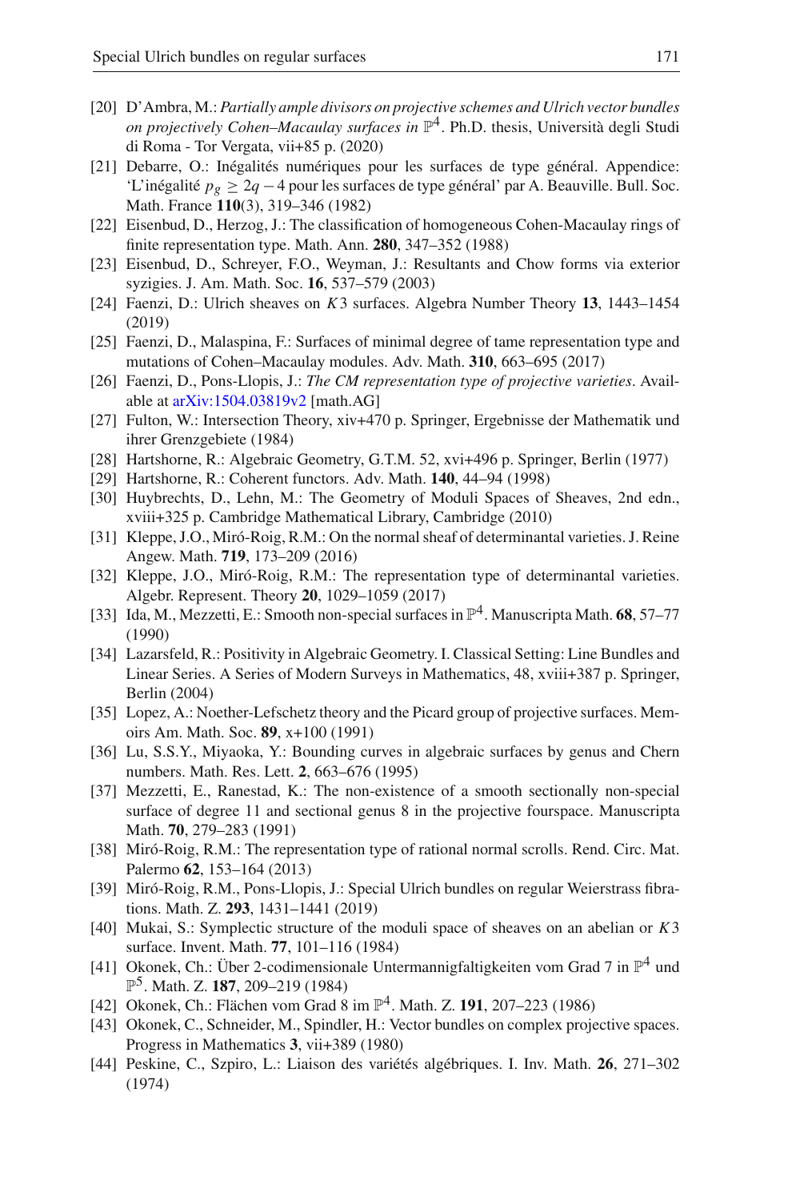[20] D'Ambra, M.: *Partially ample divisors on projective schemes and Ulrich vector bundles on projectively Cohen–Macaulay surfaces in* $\mathbb{P}^4$. Ph.D. thesis, Università degli Studi di Roma - Tor Vergata, vii+85 p. (2020)

[21] Debarre, O.: Inégalités numériques pour les surfaces de type général. Appendice: 'L'inégalité $p_g \geq 2q - 4$ pour les surfaces de type général' par A. Beauville. Bull. Soc. Math. France **110**(3), 319–346 (1982)

[22] Eisenbud, D., Herzog, J.: The classification of homogeneous Cohen-Macaulay rings of finite representation type. Math. Ann. **280**, 347–352 (1988)

[23] Eisenbud, D., Schreyer, F.O., Weyman, J.: Resultants and Chow forms via exterior syzigies. J. Am. Math. Soc. **16**, 537–579 (2003)

[24] Faenzi, D.: Ulrich sheaves on $K3$ surfaces. Algebra Number Theory **13**, 1443–1454 (2019)

[25] Faenzi, D., Malaspina, F.: Surfaces of minimal degree of tame representation type and mutations of Cohen–Macaulay modules. Adv. Math. **310**, 663–695 (2017)

[26] Faenzi, D., Pons-Llopis, J.: *The CM representation type of projective varieties*. Available at arXiv:1504.03819v2 [math.AG]

[27] Fulton, W.: Intersection Theory, xiv+470 p. Springer, Ergebnisse der Mathematik und ihrer Grenzgebiete (1984)

[28] Hartshorne, R.: Algebraic Geometry, G.T.M. 52, xvi+496 p. Springer, Berlin (1977)

[29] Hartshorne, R.: Coherent functors. Adv. Math. **140**, 44–94 (1998)

[30] Huybrechts, D., Lehn, M.: The Geometry of Moduli Spaces of Sheaves, 2nd edn., xviii+325 p. Cambridge Mathematical Library, Cambridge (2010)

[31] Kleppe, J.O., Miró-Roig, R.M.: On the normal sheaf of determinantal varieties. J. Reine Angew. Math. **719**, 173–209 (2016)

[32] Kleppe, J.O., Miró-Roig, R.M.: The representation type of determinantal varieties. Algebr. Represent. Theory **20**, 1029–1059 (2017)

[33] Ida, M., Mezzetti, E.: Smooth non-special surfaces in $\mathbb{P}^4$. Manuscripta Math. **68**, 57–77 (1990)

[34] Lazarsfeld, R.: Positivity in Algebraic Geometry. I. Classical Setting: Line Bundles and Linear Series. A Series of Modern Surveys in Mathematics, 48, xviii+387 p. Springer, Berlin (2004)

[35] Lopez, A.: Noether-Lefschetz theory and the Picard group of projective surfaces. Memoirs Am. Math. Soc. **89**, x+100 (1991)

[36] Lu, S.S.Y., Miyaoka, Y.: Bounding curves in algebraic surfaces by genus and Chern numbers. Math. Res. Lett. **2**, 663–676 (1995)

[37] Mezzetti, E., Ranestad, K.: The non-existence of a smooth sectionally non-special surface of degree 11 and sectional genus 8 in the projective fourspace. Manuscripta Math. **70**, 279–283 (1991)

[38] Miró-Roig, R.M.: The representation type of rational normal scrolls. Rend. Circ. Mat. Palermo **62**, 153–164 (2013)

[39] Miró-Roig, R.M., Pons-Llopis, J.: Special Ulrich bundles on regular Weierstrass fibrations. Math. Z. **293**, 1431–1441 (2019)

[40] Mukai, S.: Symplectic structure of the moduli space of sheaves on an abelian or $K3$ surface. Invent. Math. **77**, 101–116 (1984)

[41] Okonek, Ch.: Über 2-codimensionale Untermannigfaltigkeiten vom Grad 7 in $\mathbb{P}^4$ und $\mathbb{P}^5$. Math. Z. **187**, 209–219 (1984)

[42] Okonek, Ch.: Flächen vom Grad 8 im $\mathbb{P}^4$. Math. Z. **191**, 207–223 (1986)

[43] Okonek, C., Schneider, M., Spindler, H.: Vector bundles on complex projective spaces. Progress in Mathematics **3**, vii+389 (1980)

[44] Peskine, C., Szpiro, L.: Liaison des variétés algébriques. I. Inv. Math. **26**, 271–302 (1974)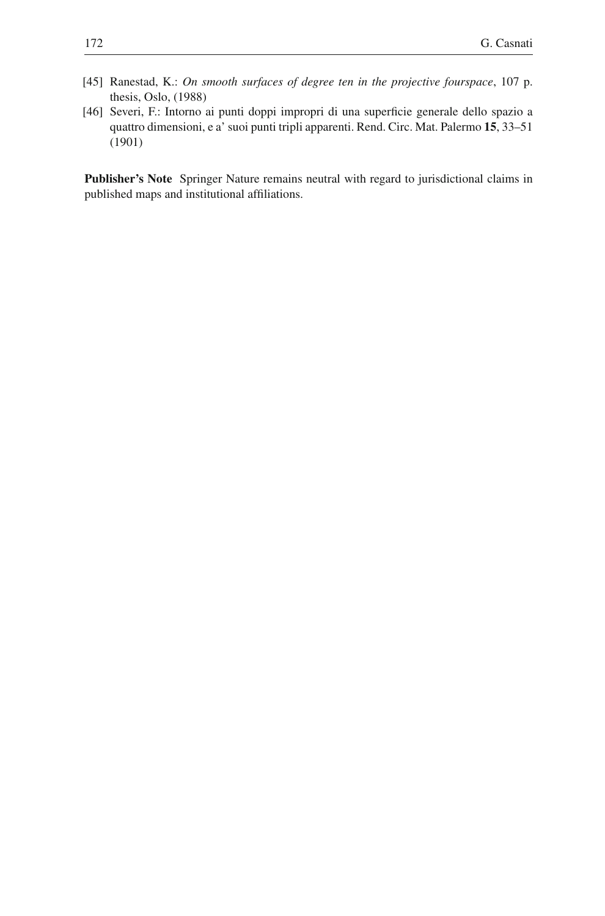[45] Ranestad, K.: *On smooth surfaces of degree ten in the projective fourspace*, 107 p. thesis, Oslo, (1988)

[46] Severi, F.: Intorno ai punti doppi impropri di una superficie generale dello spazio a quattro dimensioni, e a' suoi punti tripli apparenti. Rend. Circ. Mat. Palermo **15**, 33–51 (1901)

**Publisher's Note** Springer Nature remains neutral with regard to jurisdictional claims in published maps and institutional affiliations.